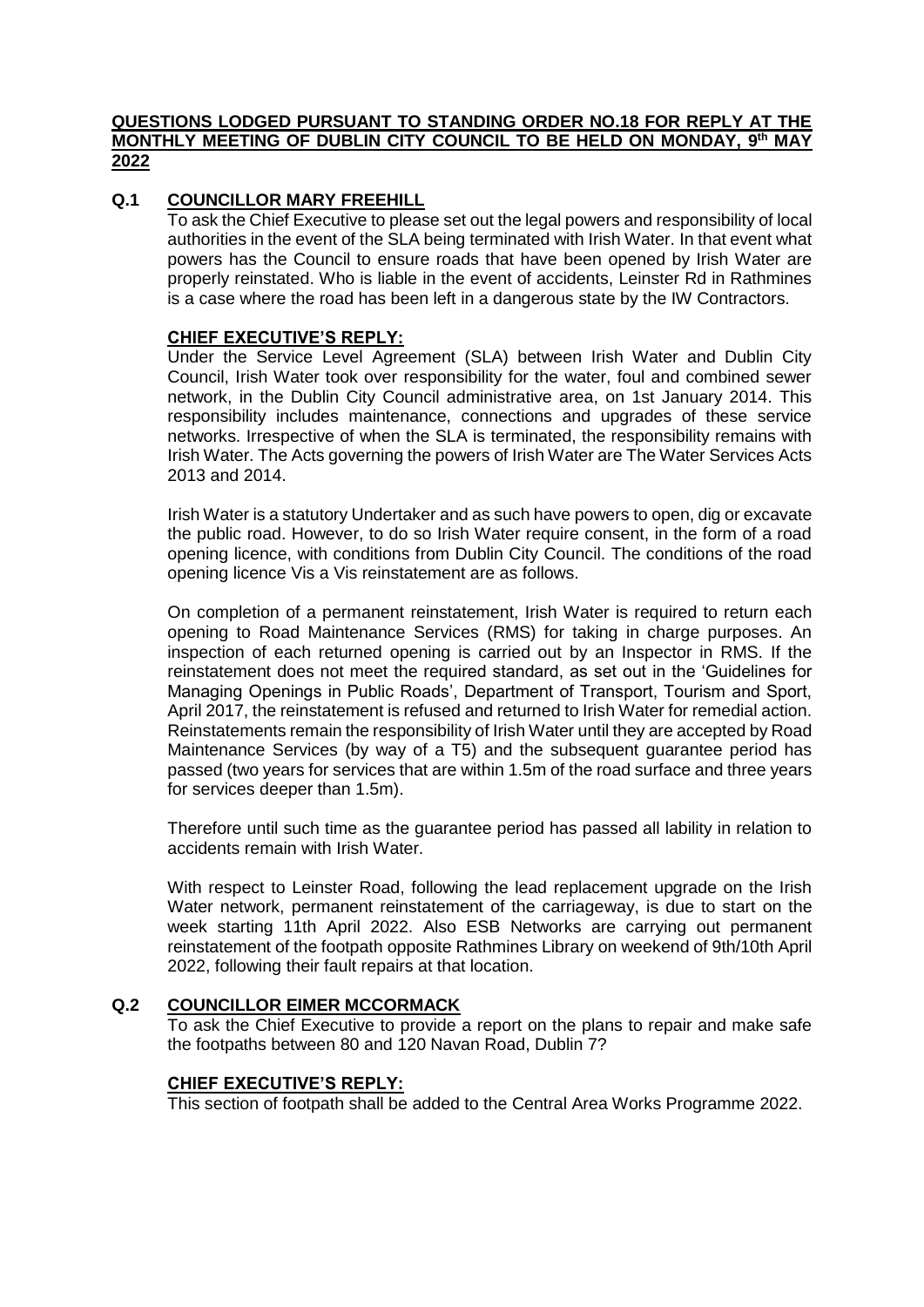## QUESTIONS LODGED PURSUANT TO STANDING ORDER NO.18 FOR REPLY AT THE MONTHLY MEETING OF DUBLIN CITY COUNCIL TO BE HELD ON MONDAY, 9th MAY 2022

### Q.1 COUNCILLOR MARY FREEHILL

To ask the Chief Executive to please set out the legal powers and responsibility of local authorities in the event of the SLA being terminated with Irish Water. In that event what powers has the Council to ensure roads that have been opened by Irish Water are properly reinstated. Who is liable in the event of accidents, Leinster Rd in Rathmines is a case where the road has been left in a dangerous state by the IW Contractors.

**CHIEF EXECUTIVE'S REPLY:**

Under the Service Level Agreement (SLA) between Irish Water and Dublin City Council, Irish Water took over responsibility for the water, foul and combined sewer network, in the Dublin City Council administrative area, on 1st January 2014. This responsibility includes maintenance, connections and upgrades of these service networks. Irrespective of when the SLA is terminated, the responsibility remains with Irish Water. The Acts governing the powers of Irish Water are The Water Services Acts 2013 and 2014.

Irish Water is a statutory Undertaker and as such have powers to open, dig or excavate the public road. However, to do so Irish Water require consent, in the form of a road opening licence, with conditions from Dublin City Council. The conditions of the road opening licence Vis a Vis reinstatement are as follows.

On completion of a permanent reinstatement, Irish Water is required to return each opening to Road Maintenance Services (RMS) for taking in charge purposes. An inspection of each returned opening is carried out by an Inspector in RMS. If the reinstatement does not meet the required standard, as set out in the 'Guidelines for Managing Openings in Public Roads', Department of Transport, Tourism and Sport, April 2017, the reinstatement is refused and returned to Irish Water for remedial action. Reinstatements remain the responsibility of Irish Water until they are accepted by Road Maintenance Services (by way of a T5) and the subsequent guarantee period has passed (two years for services that are within 1.5m of the road surface and three years for services deeper than 1.5m).

Therefore until such time as the guarantee period has passed all lability in relation to accidents remain with Irish Water.

With respect to Leinster Road, following the lead replacement upgrade on the Irish Water network, permanent reinstatement of the carriageway, is due to start on the week starting 11th April 2022. Also ESB Networks are carrying out permanent reinstatement of the footpath opposite Rathmines Library on weekend of 9th/10th April 2022, following their fault repairs at that location.

### Q.2 COUNCILLOR EIMER MCCORMACK

To ask the Chief Executive to provide a report on the plans to repair and make safe the footpaths between 80 and 120 Navan Road, Dublin 7?

**CHIEF EXECUTIVE'S REPLY:**

This section of footpath shall be added to the Central Area Works Programme 2022.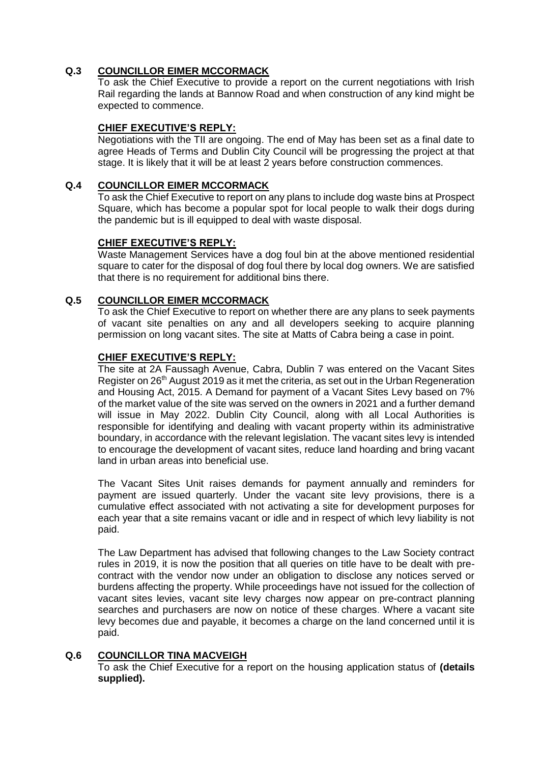**Q.3 COUNCILLOR EIMER MCCORMACK**

To ask the Chief Executive to provide a report on the current negotiations with Irish Rail regarding the lands at Bannow Road and when construction of any kind might be expected to commence.

**CHIEF EXECUTIVE'S REPLY:**

Negotiations with the TII are ongoing. The end of May has been set as a final date to agree Heads of Terms and Dublin City Council will be progressing the project at that stage. It is likely that it will be at least 2 years before construction commences.

**Q.4 COUNCILLOR EIMER MCCORMACK**

To ask the Chief Executive to report on any plans to include dog waste bins at Prospect Square, which has become a popular spot for local people to walk their dogs during the pandemic but is ill equipped to deal with waste disposal.

**CHIEF EXECUTIVE'S REPLY:**

Waste Management Services have a dog foul bin at the above mentioned residential square to cater for the disposal of dog foul there by local dog owners. We are satisfied that there is no requirement for additional bins there.

**Q.5 COUNCILLOR EIMER MCCORMACK**

To ask the Chief Executive to report on whether there are any plans to seek payments of vacant site penalties on any and all developers seeking to acquire planning permission on long vacant sites. The site at Matts of Cabra being a case in point.

**CHIEF EXECUTIVE'S REPLY:**

The site at 2A Faussagh Avenue, Cabra, Dublin 7 was entered on the Vacant Sites Register on 26th August 2019 as it met the criteria, as set out in the Urban Regeneration and Housing Act, 2015. A Demand for payment of a Vacant Sites Levy based on 7% of the market value of the site was served on the owners in 2021 and a further demand will issue in May 2022. Dublin City Council, along with all Local Authorities is responsible for identifying and dealing with vacant property within its administrative boundary, in accordance with the relevant legislation. The vacant sites levy is intended to encourage the development of vacant sites, reduce land hoarding and bring vacant land in urban areas into beneficial use.

The Vacant Sites Unit raises demands for payment annually and reminders for payment are issued quarterly. Under the vacant site levy provisions, there is a cumulative effect associated with not activating a site for development purposes for each year that a site remains vacant or idle and in respect of which levy liability is not paid.

The Law Department has advised that following changes to the Law Society contract rules in 2019, it is now the position that all queries on title have to be dealt with pre-contract with the vendor now under an obligation to disclose any notices served or burdens affecting the property. While proceedings have not issued for the collection of vacant sites levies, vacant site levy charges now appear on pre-contract planning searches and purchasers are now on notice of these charges. Where a vacant site levy becomes due and payable, it becomes a charge on the land concerned until it is paid.

**Q.6 COUNCILLOR TINA MACVEIGH**

To ask the Chief Executive for a report on the housing application status of **(details supplied).**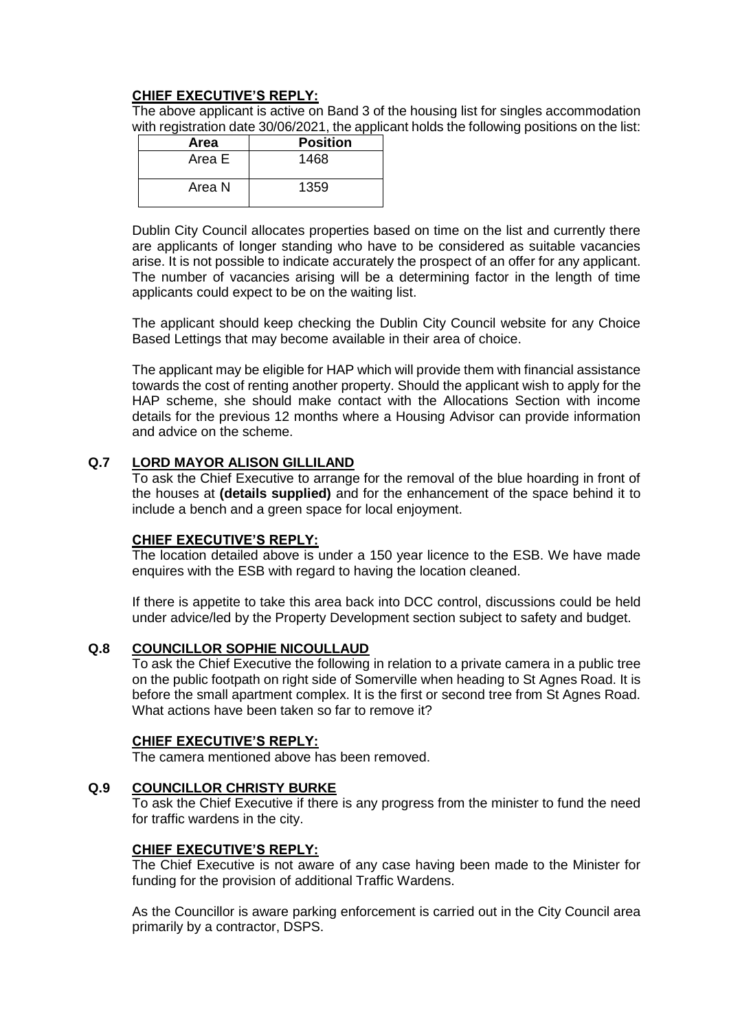**CHIEF EXECUTIVE'S REPLY:**

The above applicant is active on Band 3 of the housing list for singles accommodation with registration date 30/06/2021, the applicant holds the following positions on the list:

| Area | Position |
|---|---|
| Area E | 1468 |
| Area N | 1359 |

Dublin City Council allocates properties based on time on the list and currently there are applicants of longer standing who have to be considered as suitable vacancies arise. It is not possible to indicate accurately the prospect of an offer for any applicant. The number of vacancies arising will be a determining factor in the length of time applicants could expect to be on the waiting list.

The applicant should keep checking the Dublin City Council website for any Choice Based Lettings that may become available in their area of choice.

The applicant may be eligible for HAP which will provide them with financial assistance towards the cost of renting another property. Should the applicant wish to apply for the HAP scheme, she should make contact with the Allocations Section with income details for the previous 12 months where a Housing Advisor can provide information and advice on the scheme.

**Q.7 LORD MAYOR ALISON GILLILAND**

To ask the Chief Executive to arrange for the removal of the blue hoarding in front of the houses at **(details supplied)** and for the enhancement of the space behind it to include a bench and a green space for local enjoyment.

**CHIEF EXECUTIVE'S REPLY:**

The location detailed above is under a 150 year licence to the ESB. We have made enquires with the ESB with regard to having the location cleaned.

If there is appetite to take this area back into DCC control, discussions could be held under advice/led by the Property Development section subject to safety and budget.

**Q.8 COUNCILLOR SOPHIE NICOULLAUD**

To ask the Chief Executive the following in relation to a private camera in a public tree on the public footpath on right side of Somerville when heading to St Agnes Road. It is before the small apartment complex. It is the first or second tree from St Agnes Road. What actions have been taken so far to remove it?

**CHIEF EXECUTIVE'S REPLY:**

The camera mentioned above has been removed.

**Q.9 COUNCILLOR CHRISTY BURKE**

To ask the Chief Executive if there is any progress from the minister to fund the need for traffic wardens in the city.

**CHIEF EXECUTIVE'S REPLY:**

The Chief Executive is not aware of any case having been made to the Minister for funding for the provision of additional Traffic Wardens.

As the Councillor is aware parking enforcement is carried out in the City Council area primarily by a contractor, DSPS.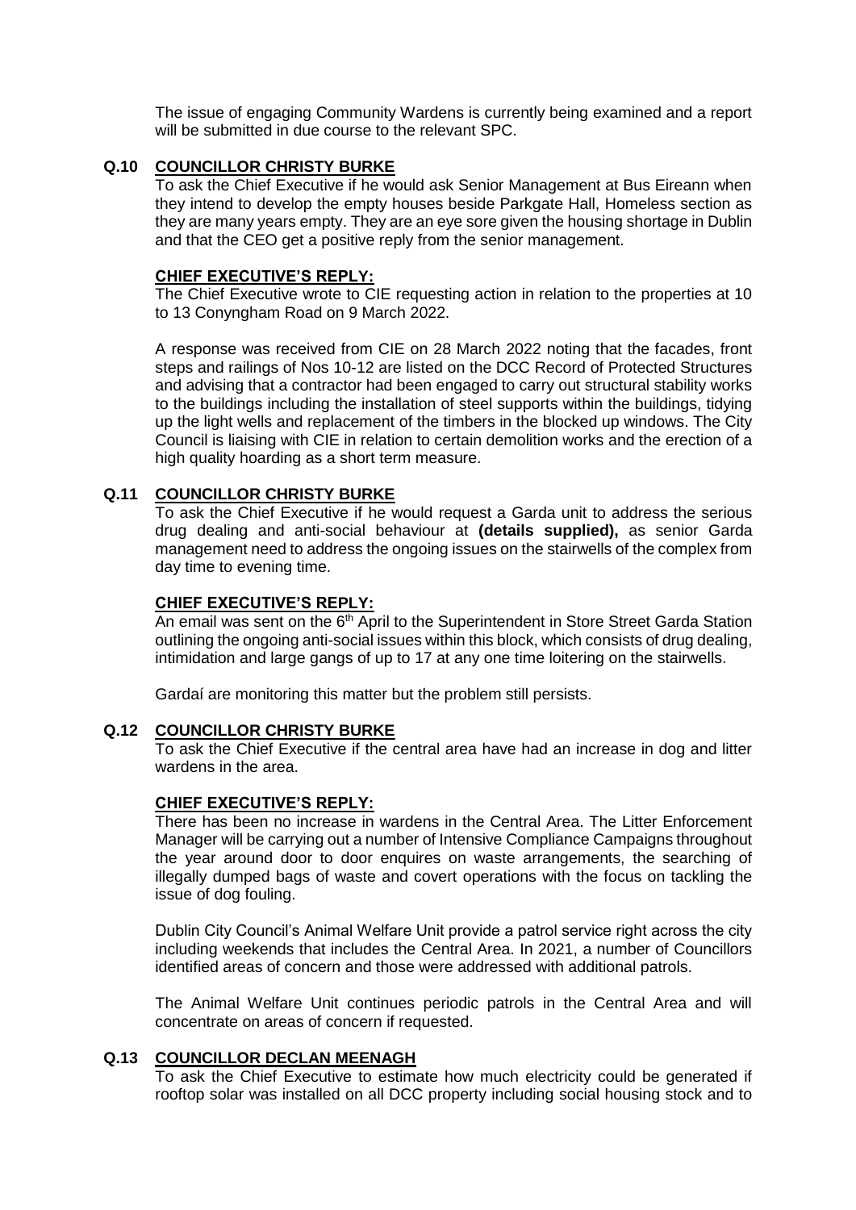The issue of engaging Community Wardens is currently being examined and a report will be submitted in due course to the relevant SPC.

**Q.10 COUNCILLOR CHRISTY BURKE**

To ask the Chief Executive if he would ask Senior Management at Bus Eireann when they intend to develop the empty houses beside Parkgate Hall, Homeless section as they are many years empty. They are an eye sore given the housing shortage in Dublin and that the CEO get a positive reply from the senior management.

**CHIEF EXECUTIVE'S REPLY:**

The Chief Executive wrote to CIE requesting action in relation to the properties at 10 to 13 Conyngham Road on 9 March 2022.

A response was received from CIE on 28 March 2022 noting that the facades, front steps and railings of Nos 10-12 are listed on the DCC Record of Protected Structures and advising that a contractor had been engaged to carry out structural stability works to the buildings including the installation of steel supports within the buildings, tidying up the light wells and replacement of the timbers in the blocked up windows. The City Council is liaising with CIE in relation to certain demolition works and the erection of a high quality hoarding as a short term measure.

**Q.11 COUNCILLOR CHRISTY BURKE**

To ask the Chief Executive if he would request a Garda unit to address the serious drug dealing and anti-social behaviour at **(details supplied),** as senior Garda management need to address the ongoing issues on the stairwells of the complex from day time to evening time.

**CHIEF EXECUTIVE'S REPLY:**

An email was sent on the 6th April to the Superintendent in Store Street Garda Station outlining the ongoing anti-social issues within this block, which consists of drug dealing, intimidation and large gangs of up to 17 at any one time loitering on the stairwells.

Gardaí are monitoring this matter but the problem still persists.

**Q.12 COUNCILLOR CHRISTY BURKE**

To ask the Chief Executive if the central area have had an increase in dog and litter wardens in the area.

**CHIEF EXECUTIVE'S REPLY:**

There has been no increase in wardens in the Central Area. The Litter Enforcement Manager will be carrying out a number of Intensive Compliance Campaigns throughout the year around door to door enquires on waste arrangements, the searching of illegally dumped bags of waste and covert operations with the focus on tackling the issue of dog fouling.

Dublin City Council's Animal Welfare Unit provide a patrol service right across the city including weekends that includes the Central Area. In 2021, a number of Councillors identified areas of concern and those were addressed with additional patrols.

The Animal Welfare Unit continues periodic patrols in the Central Area and will concentrate on areas of concern if requested.

**Q.13 COUNCILLOR DECLAN MEENAGH**

To ask the Chief Executive to estimate how much electricity could be generated if rooftop solar was installed on all DCC property including social housing stock and to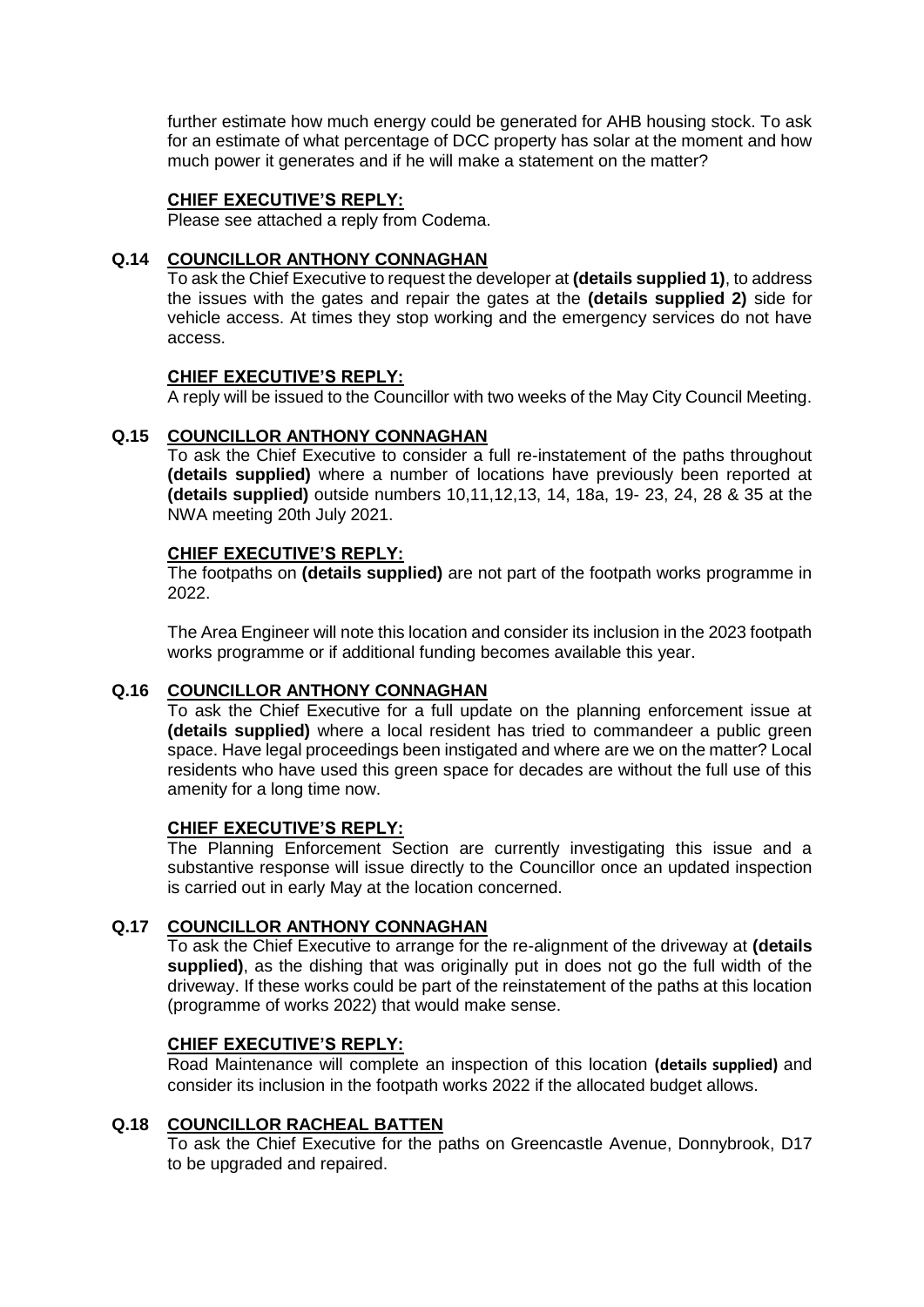further estimate how much energy could be generated for AHB housing stock. To ask for an estimate of what percentage of DCC property has solar at the moment and how much power it generates and if he will make a statement on the matter?

**CHIEF EXECUTIVE'S REPLY:**

Please see attached a reply from Codema.

**Q.14 COUNCILLOR ANTHONY CONNAGHAN**

To ask the Chief Executive to request the developer at **(details supplied 1)**, to address the issues with the gates and repair the gates at the **(details supplied 2)** side for vehicle access. At times they stop working and the emergency services do not have access.

**CHIEF EXECUTIVE'S REPLY:**

A reply will be issued to the Councillor with two weeks of the May City Council Meeting.

**Q.15 COUNCILLOR ANTHONY CONNAGHAN**

To ask the Chief Executive to consider a full re-instatement of the paths throughout **(details supplied)** where a number of locations have previously been reported at **(details supplied)** outside numbers 10,11,12,13, 14, 18a, 19- 23, 24, 28 & 35 at the NWA meeting 20th July 2021.

**CHIEF EXECUTIVE'S REPLY:**

The footpaths on **(details supplied)** are not part of the footpath works programme in 2022.

The Area Engineer will note this location and consider its inclusion in the 2023 footpath works programme or if additional funding becomes available this year.

**Q.16 COUNCILLOR ANTHONY CONNAGHAN**

To ask the Chief Executive for a full update on the planning enforcement issue at **(details supplied)** where a local resident has tried to commandeer a public green space. Have legal proceedings been instigated and where are we on the matter? Local residents who have used this green space for decades are without the full use of this amenity for a long time now.

**CHIEF EXECUTIVE'S REPLY:**

The Planning Enforcement Section are currently investigating this issue and a substantive response will issue directly to the Councillor once an updated inspection is carried out in early May at the location concerned.

**Q.17 COUNCILLOR ANTHONY CONNAGHAN**

To ask the Chief Executive to arrange for the re-alignment of the driveway at **(details supplied)**, as the dishing that was originally put in does not go the full width of the driveway. If these works could be part of the reinstatement of the paths at this location (programme of works 2022) that would make sense.

**CHIEF EXECUTIVE'S REPLY:**

Road Maintenance will complete an inspection of this location **(details supplied)** and consider its inclusion in the footpath works 2022 if the allocated budget allows.

**Q.18 COUNCILLOR RACHEAL BATTEN**

To ask the Chief Executive for the paths on Greencastle Avenue, Donnybrook, D17 to be upgraded and repaired.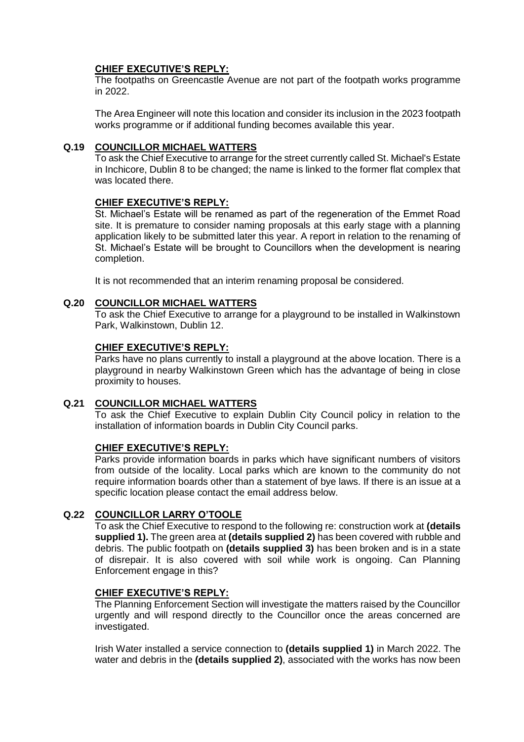**CHIEF EXECUTIVE'S REPLY:**

The footpaths on Greencastle Avenue are not part of the footpath works programme in 2022.

The Area Engineer will note this location and consider its inclusion in the 2023 footpath works programme or if additional funding becomes available this year.

**Q.19 COUNCILLOR MICHAEL WATTERS**

To ask the Chief Executive to arrange for the street currently called St. Michael's Estate in Inchicore, Dublin 8 to be changed; the name is linked to the former flat complex that was located there.

**CHIEF EXECUTIVE'S REPLY:**

St. Michael's Estate will be renamed as part of the regeneration of the Emmet Road site. It is premature to consider naming proposals at this early stage with a planning application likely to be submitted later this year. A report in relation to the renaming of St. Michael's Estate will be brought to Councillors when the development is nearing completion.

It is not recommended that an interim renaming proposal be considered.

**Q.20 COUNCILLOR MICHAEL WATTERS**

To ask the Chief Executive to arrange for a playground to be installed in Walkinstown Park, Walkinstown, Dublin 12.

**CHIEF EXECUTIVE'S REPLY:**

Parks have no plans currently to install a playground at the above location. There is a playground in nearby Walkinstown Green which has the advantage of being in close proximity to houses.

**Q.21 COUNCILLOR MICHAEL WATTERS**

To ask the Chief Executive to explain Dublin City Council policy in relation to the installation of information boards in Dublin City Council parks.

**CHIEF EXECUTIVE'S REPLY:**

Parks provide information boards in parks which have significant numbers of visitors from outside of the locality. Local parks which are known to the community do not require information boards other than a statement of bye laws. If there is an issue at a specific location please contact the email address below.

**Q.22 COUNCILLOR LARRY O'TOOLE**

To ask the Chief Executive to respond to the following re: construction work at **(details supplied 1).** The green area at **(details supplied 2)** has been covered with rubble and debris. The public footpath on **(details supplied 3)** has been broken and is in a state of disrepair. It is also covered with soil while work is ongoing. Can Planning Enforcement engage in this?

**CHIEF EXECUTIVE'S REPLY:**

The Planning Enforcement Section will investigate the matters raised by the Councillor urgently and will respond directly to the Councillor once the areas concerned are investigated.

Irish Water installed a service connection to **(details supplied 1)** in March 2022. The water and debris in the **(details supplied 2)**, associated with the works has now been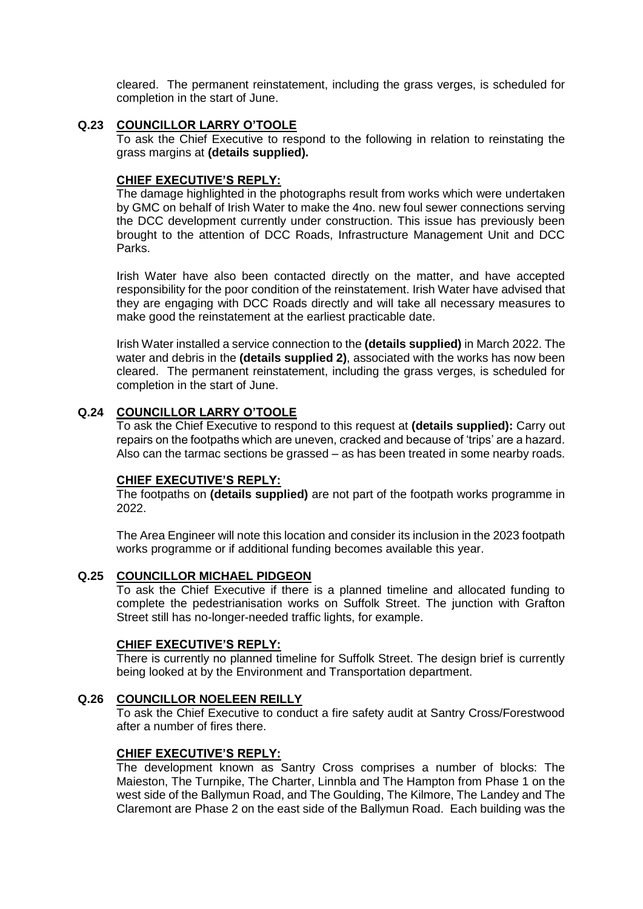cleared. The permanent reinstatement, including the grass verges, is scheduled for completion in the start of June.

### Q.23 COUNCILLOR LARRY O'TOOLE

To ask the Chief Executive to respond to the following in relation to reinstating the grass margins at **(details supplied).**

**CHIEF EXECUTIVE'S REPLY:**

The damage highlighted in the photographs result from works which were undertaken by GMC on behalf of Irish Water to make the 4no. new foul sewer connections serving the DCC development currently under construction. This issue has previously been brought to the attention of DCC Roads, Infrastructure Management Unit and DCC Parks.

Irish Water have also been contacted directly on the matter, and have accepted responsibility for the poor condition of the reinstatement. Irish Water have advised that they are engaging with DCC Roads directly and will take all necessary measures to make good the reinstatement at the earliest practicable date.

Irish Water installed a service connection to the **(details supplied)** in March 2022. The water and debris in the **(details supplied 2)**, associated with the works has now been cleared. The permanent reinstatement, including the grass verges, is scheduled for completion in the start of June.

### Q.24 COUNCILLOR LARRY O'TOOLE

To ask the Chief Executive to respond to this request at **(details supplied):** Carry out repairs on the footpaths which are uneven, cracked and because of 'trips' are a hazard. Also can the tarmac sections be grassed – as has been treated in some nearby roads.

**CHIEF EXECUTIVE'S REPLY:**

The footpaths on **(details supplied)** are not part of the footpath works programme in 2022.

The Area Engineer will note this location and consider its inclusion in the 2023 footpath works programme or if additional funding becomes available this year.

### Q.25 COUNCILLOR MICHAEL PIDGEON

To ask the Chief Executive if there is a planned timeline and allocated funding to complete the pedestrianisation works on Suffolk Street. The junction with Grafton Street still has no-longer-needed traffic lights, for example.

**CHIEF EXECUTIVE'S REPLY:**

There is currently no planned timeline for Suffolk Street. The design brief is currently being looked at by the Environment and Transportation department.

### Q.26 COUNCILLOR NOELEEN REILLY

To ask the Chief Executive to conduct a fire safety audit at Santry Cross/Forestwood after a number of fires there.

**CHIEF EXECUTIVE'S REPLY:**

The development known as Santry Cross comprises a number of blocks: The Maieston, The Turnpike, The Charter, Linnbla and The Hampton from Phase 1 on the west side of the Ballymun Road, and The Goulding, The Kilmore, The Landey and The Claremont are Phase 2 on the east side of the Ballymun Road. Each building was the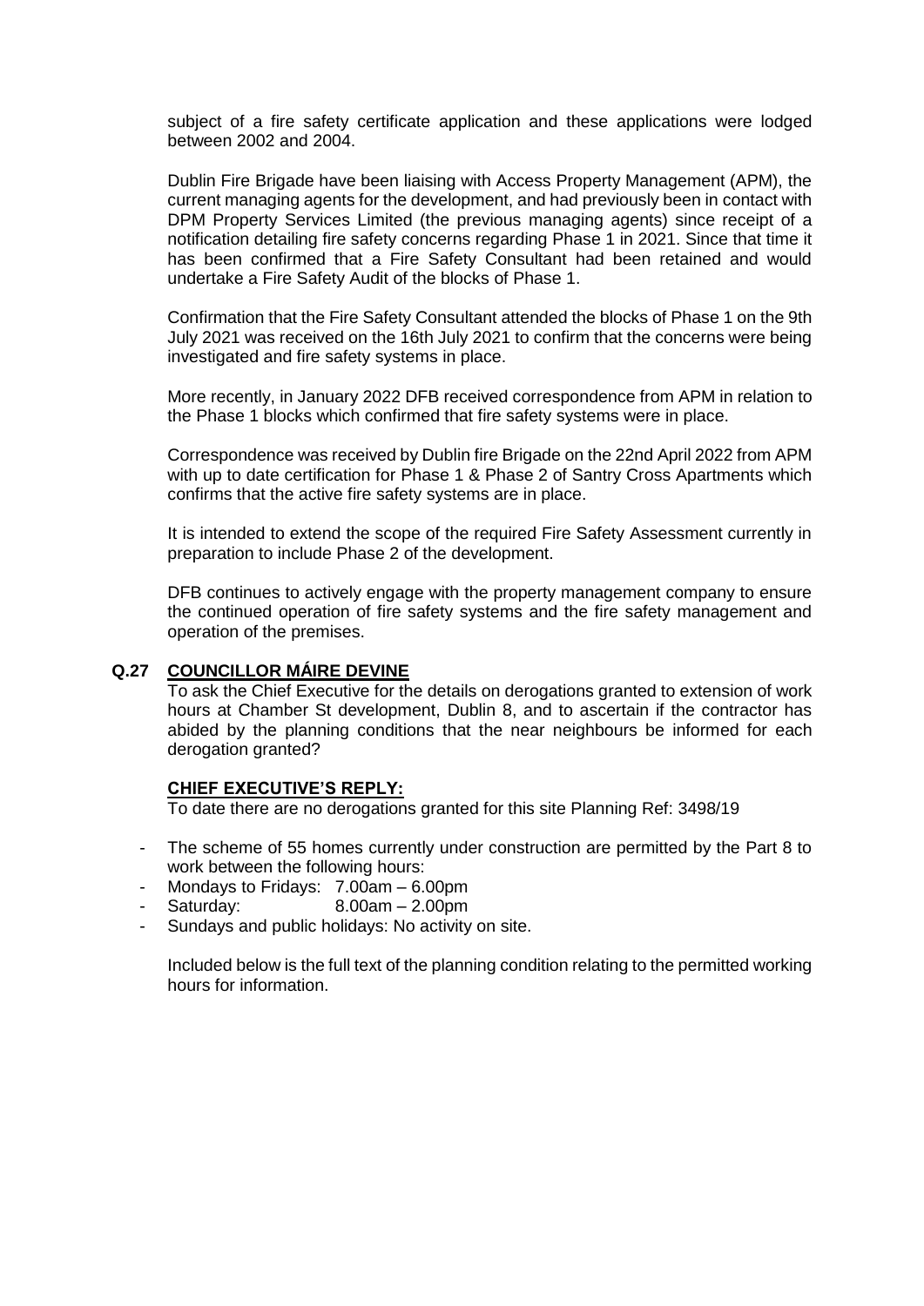subject of a fire safety certificate application and these applications were lodged between 2002 and 2004.

Dublin Fire Brigade have been liaising with Access Property Management (APM), the current managing agents for the development, and had previously been in contact with DPM Property Services Limited (the previous managing agents) since receipt of a notification detailing fire safety concerns regarding Phase 1 in 2021. Since that time it has been confirmed that a Fire Safety Consultant had been retained and would undertake a Fire Safety Audit of the blocks of Phase 1.

Confirmation that the Fire Safety Consultant attended the blocks of Phase 1 on the 9th July 2021 was received on the 16th July 2021 to confirm that the concerns were being investigated and fire safety systems in place.

More recently, in January 2022 DFB received correspondence from APM in relation to the Phase 1 blocks which confirmed that fire safety systems were in place.

Correspondence was received by Dublin fire Brigade on the 22nd April 2022 from APM with up to date certification for Phase 1 & Phase 2 of Santry Cross Apartments which confirms that the active fire safety systems are in place.

It is intended to extend the scope of the required Fire Safety Assessment currently in preparation to include Phase 2 of the development.

DFB continues to actively engage with the property management company to ensure the continued operation of fire safety systems and the fire safety management and operation of the premises.

## Q.27 COUNCILLOR MÁIRE DEVINE

To ask the Chief Executive for the details on derogations granted to extension of work hours at Chamber St development, Dublin 8, and to ascertain if the contractor has abided by the planning conditions that the near neighbours be informed for each derogation granted?

### CHIEF EXECUTIVE'S REPLY:

To date there are no derogations granted for this site Planning Ref: 3498/19

- The scheme of 55 homes currently under construction are permitted by the Part 8 to work between the following hours:
- Mondays to Fridays: 7.00am – 6.00pm
- Saturday: 8.00am – 2.00pm
- Sundays and public holidays: No activity on site.

Included below is the full text of the planning condition relating to the permitted working hours for information.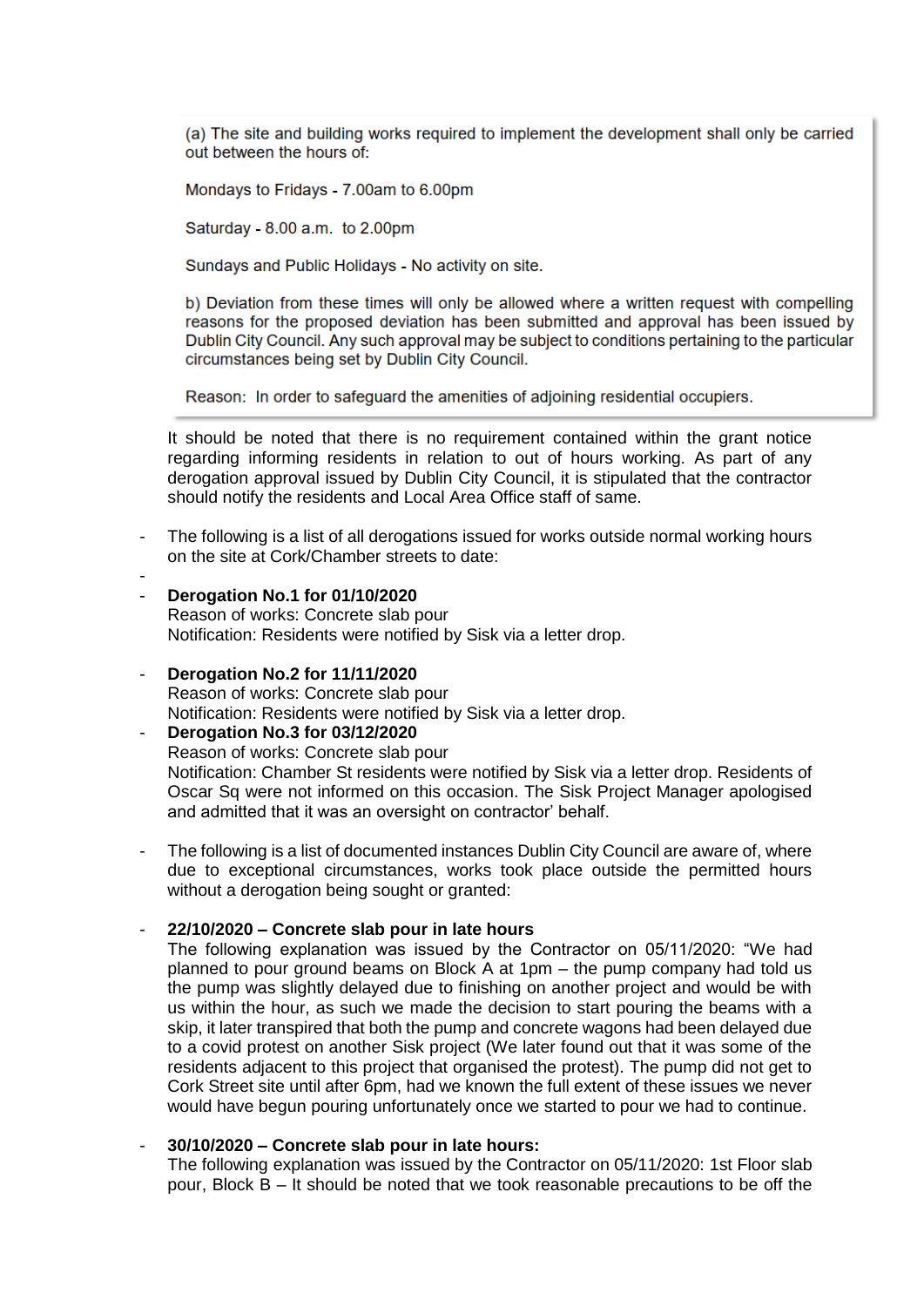> (a) The site and building works required to implement the development shall only be carried out between the hours of:
>
> Mondays to Fridays - 7.00am to 6.00pm
>
> Saturday - 8.00 a.m. to 2.00pm
>
> Sundays and Public Holidays - No activity on site.
>
> b) Deviation from these times will only be allowed where a written request with compelling reasons for the proposed deviation has been submitted and approval has been issued by Dublin City Council. Any such approval may be subject to conditions pertaining to the particular circumstances being set by Dublin City Council.
>
> Reason: In order to safeguard the amenities of adjoining residential occupiers.

It should be noted that there is no requirement contained within the grant notice regarding informing residents in relation to out of hours working. As part of any derogation approval issued by Dublin City Council, it is stipulated that the contractor should notify the residents and Local Area Office staff of same.

- The following is a list of all derogations issued for works outside normal working hours on the site at Cork/Chamber streets to date:
-
- **Derogation No.1 for 01/10/2020**
  Reason of works: Concrete slab pour
  Notification: Residents were notified by Sisk via a letter drop.

- **Derogation No.2 for 11/11/2020**
  Reason of works: Concrete slab pour
  Notification: Residents were notified by Sisk via a letter drop.
- **Derogation No.3 for 03/12/2020**
  Reason of works: Concrete slab pour
  Notification: Chamber St residents were notified by Sisk via a letter drop. Residents of Oscar Sq were not informed on this occasion. The Sisk Project Manager apologised and admitted that it was an oversight on contractor' behalf.

- The following is a list of documented instances Dublin City Council are aware of, where due to exceptional circumstances, works took place outside the permitted hours without a derogation being sought or granted:

- **22/10/2020 – Concrete slab pour in late hours**
  The following explanation was issued by the Contractor on 05/11/2020: "We had planned to pour ground beams on Block A at 1pm – the pump company had told us the pump was slightly delayed due to finishing on another project and would be with us within the hour, as such we made the decision to start pouring the beams with a skip, it later transpired that both the pump and concrete wagons had been delayed due to a covid protest on another Sisk project (We later found out that it was some of the residents adjacent to this project that organised the protest). The pump did not get to Cork Street site until after 6pm, had we known the full extent of these issues we never would have begun pouring unfortunately once we started to pour we had to continue.

- **30/10/2020 – Concrete slab pour in late hours:**
  The following explanation was issued by the Contractor on 05/11/2020: 1st Floor slab pour, Block B – It should be noted that we took reasonable precautions to be off the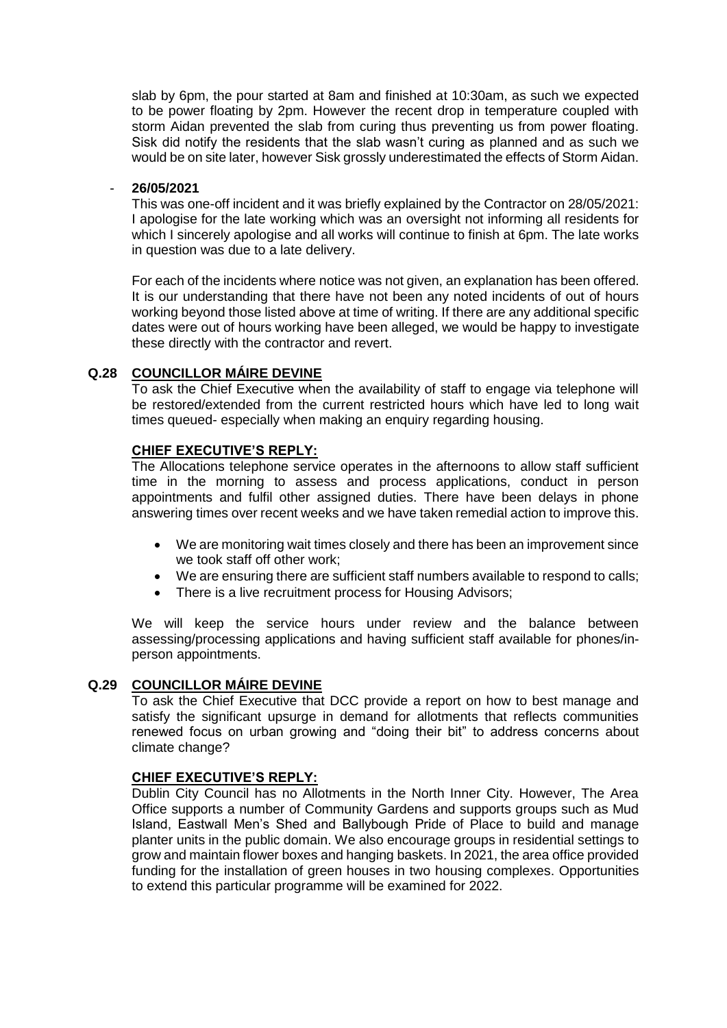slab by 6pm, the pour started at 8am and finished at 10:30am, as such we expected to be power floating by 2pm. However the recent drop in temperature coupled with storm Aidan prevented the slab from curing thus preventing us from power floating. Sisk did notify the residents that the slab wasn't curing as planned and as such we would be on site later, however Sisk grossly underestimated the effects of Storm Aidan.

- **26/05/2021**

  This was one-off incident and it was briefly explained by the Contractor on 28/05/2021: I apologise for the late working which was an oversight not informing all residents for which I sincerely apologise and all works will continue to finish at 6pm. The late works in question was due to a late delivery.

  For each of the incidents where notice was not given, an explanation has been offered. It is our understanding that there have not been any noted incidents of out of hours working beyond those listed above at time of writing. If there are any additional specific dates were out of hours working have been alleged, we would be happy to investigate these directly with the contractor and revert.

## Q.28 COUNCILLOR MÁIRE DEVINE

To ask the Chief Executive when the availability of staff to engage via telephone will be restored/extended from the current restricted hours which have led to long wait times queued- especially when making an enquiry regarding housing.

**CHIEF EXECUTIVE'S REPLY:**

The Allocations telephone service operates in the afternoons to allow staff sufficient time in the morning to assess and process applications, conduct in person appointments and fulfil other assigned duties. There have been delays in phone answering times over recent weeks and we have taken remedial action to improve this.

- We are monitoring wait times closely and there has been an improvement since we took staff off other work;
- We are ensuring there are sufficient staff numbers available to respond to calls;
- There is a live recruitment process for Housing Advisors;

We will keep the service hours under review and the balance between assessing/processing applications and having sufficient staff available for phones/in-person appointments.

## Q.29 COUNCILLOR MÁIRE DEVINE

To ask the Chief Executive that DCC provide a report on how to best manage and satisfy the significant upsurge in demand for allotments that reflects communities renewed focus on urban growing and "doing their bit" to address concerns about climate change?

**CHIEF EXECUTIVE'S REPLY:**

Dublin City Council has no Allotments in the North Inner City. However, The Area Office supports a number of Community Gardens and supports groups such as Mud Island, Eastwall Men's Shed and Ballybough Pride of Place to build and manage planter units in the public domain. We also encourage groups in residential settings to grow and maintain flower boxes and hanging baskets. In 2021, the area office provided funding for the installation of green houses in two housing complexes. Opportunities to extend this particular programme will be examined for 2022.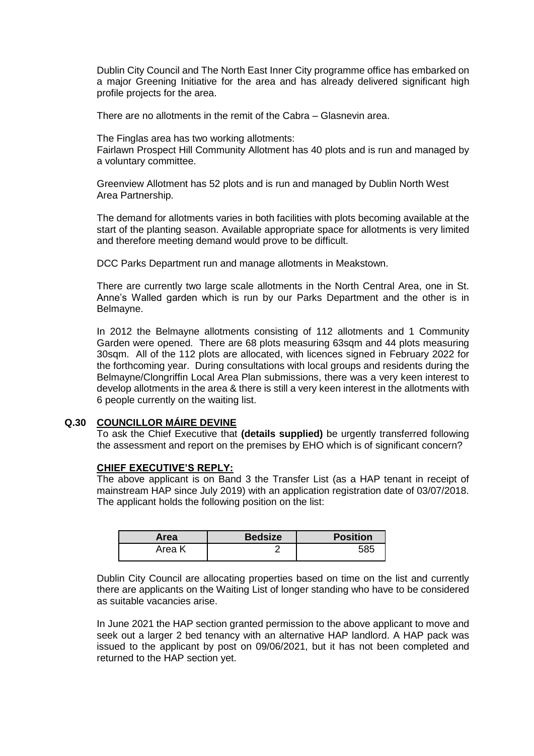Dublin City Council and The North East Inner City programme office has embarked on a major Greening Initiative for the area and has already delivered significant high profile projects for the area.

There are no allotments in the remit of the Cabra – Glasnevin area.

The Finglas area has two working allotments:
Fairlawn Prospect Hill Community Allotment has 40 plots and is run and managed by a voluntary committee.

Greenview Allotment has 52 plots and is run and managed by Dublin North West Area Partnership.

The demand for allotments varies in both facilities with plots becoming available at the start of the planting season. Available appropriate space for allotments is very limited and therefore meeting demand would prove to be difficult.

DCC Parks Department run and manage allotments in Meakstown.

There are currently two large scale allotments in the North Central Area, one in St. Anne's Walled garden which is run by our Parks Department and the other is in Belmayne.

In 2012 the Belmayne allotments consisting of 112 allotments and 1 Community Garden were opened. There are 68 plots measuring 63sqm and 44 plots measuring 30sqm. All of the 112 plots are allocated, with licences signed in February 2022 for the forthcoming year. During consultations with local groups and residents during the Belmayne/Clongriffin Local Area Plan submissions, there was a very keen interest to develop allotments in the area & there is still a very keen interest in the allotments with 6 people currently on the waiting list.

### Q.30 COUNCILLOR MÁIRE DEVINE

To ask the Chief Executive that **(details supplied)** be urgently transferred following the assessment and report on the premises by EHO which is of significant concern?

**CHIEF EXECUTIVE'S REPLY:**

The above applicant is on Band 3 the Transfer List (as a HAP tenant in receipt of mainstream HAP since July 2019) with an application registration date of 03/07/2018. The applicant holds the following position on the list:

| Area | Bedsize | Position |
|---|---|---|
| Area K | 2 | 585 |

Dublin City Council are allocating properties based on time on the list and currently there are applicants on the Waiting List of longer standing who have to be considered as suitable vacancies arise.

In June 2021 the HAP section granted permission to the above applicant to move and seek out a larger 2 bed tenancy with an alternative HAP landlord. A HAP pack was issued to the applicant by post on 09/06/2021, but it has not been completed and returned to the HAP section yet.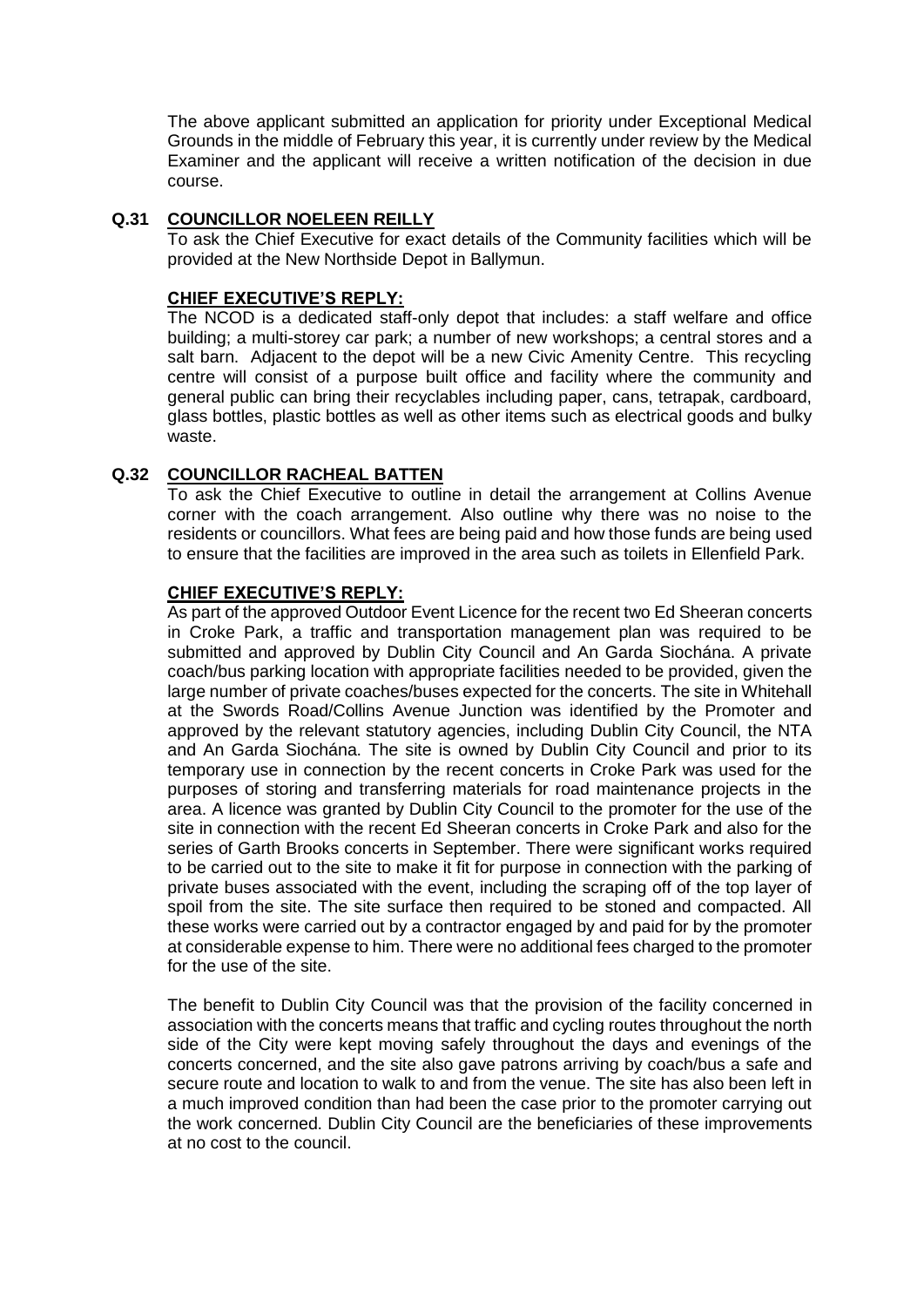The above applicant submitted an application for priority under Exceptional Medical Grounds in the middle of February this year, it is currently under review by the Medical Examiner and the applicant will receive a written notification of the decision in due course.

**Q.31 COUNCILLOR NOELEEN REILLY**

To ask the Chief Executive for exact details of the Community facilities which will be provided at the New Northside Depot in Ballymun.

**CHIEF EXECUTIVE'S REPLY:**

The NCOD is a dedicated staff-only depot that includes: a staff welfare and office building; a multi-storey car park; a number of new workshops; a central stores and a salt barn. Adjacent to the depot will be a new Civic Amenity Centre. This recycling centre will consist of a purpose built office and facility where the community and general public can bring their recyclables including paper, cans, tetrapak, cardboard, glass bottles, plastic bottles as well as other items such as electrical goods and bulky waste.

**Q.32 COUNCILLOR RACHEAL BATTEN**

To ask the Chief Executive to outline in detail the arrangement at Collins Avenue corner with the coach arrangement. Also outline why there was no noise to the residents or councillors. What fees are being paid and how those funds are being used to ensure that the facilities are improved in the area such as toilets in Ellenfield Park.

**CHIEF EXECUTIVE'S REPLY:**

As part of the approved Outdoor Event Licence for the recent two Ed Sheeran concerts in Croke Park, a traffic and transportation management plan was required to be submitted and approved by Dublin City Council and An Garda Siochána. A private coach/bus parking location with appropriate facilities needed to be provided, given the large number of private coaches/buses expected for the concerts. The site in Whitehall at the Swords Road/Collins Avenue Junction was identified by the Promoter and approved by the relevant statutory agencies, including Dublin City Council, the NTA and An Garda Siochána. The site is owned by Dublin City Council and prior to its temporary use in connection by the recent concerts in Croke Park was used for the purposes of storing and transferring materials for road maintenance projects in the area. A licence was granted by Dublin City Council to the promoter for the use of the site in connection with the recent Ed Sheeran concerts in Croke Park and also for the series of Garth Brooks concerts in September. There were significant works required to be carried out to the site to make it fit for purpose in connection with the parking of private buses associated with the event, including the scraping off of the top layer of spoil from the site. The site surface then required to be stoned and compacted. All these works were carried out by a contractor engaged by and paid for by the promoter at considerable expense to him. There were no additional fees charged to the promoter for the use of the site.

The benefit to Dublin City Council was that the provision of the facility concerned in association with the concerts means that traffic and cycling routes throughout the north side of the City were kept moving safely throughout the days and evenings of the concerts concerned, and the site also gave patrons arriving by coach/bus a safe and secure route and location to walk to and from the venue. The site has also been left in a much improved condition than had been the case prior to the promoter carrying out the work concerned. Dublin City Council are the beneficiaries of these improvements at no cost to the council.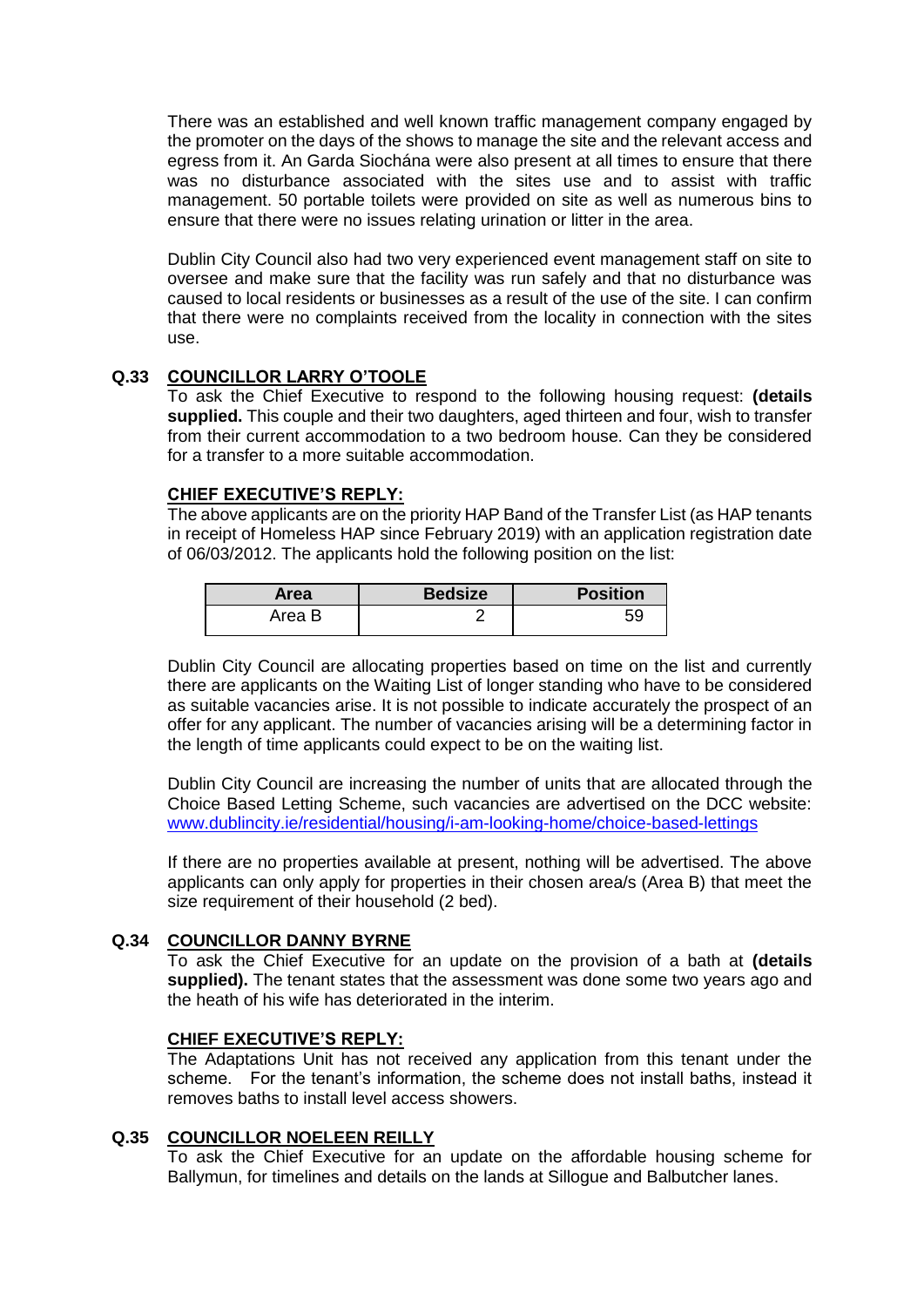There was an established and well known traffic management company engaged by the promoter on the days of the shows to manage the site and the relevant access and egress from it. An Garda Siochána were also present at all times to ensure that there was no disturbance associated with the sites use and to assist with traffic management. 50 portable toilets were provided on site as well as numerous bins to ensure that there were no issues relating urination or litter in the area.

Dublin City Council also had two very experienced event management staff on site to oversee and make sure that the facility was run safely and that no disturbance was caused to local residents or businesses as a result of the use of the site. I can confirm that there were no complaints received from the locality in connection with the sites use.

**Q.33 COUNCILLOR LARRY O'TOOLE**

To ask the Chief Executive to respond to the following housing request: **(details supplied.** This couple and their two daughters, aged thirteen and four, wish to transfer from their current accommodation to a two bedroom house. Can they be considered for a transfer to a more suitable accommodation.

**CHIEF EXECUTIVE'S REPLY:**

The above applicants are on the priority HAP Band of the Transfer List (as HAP tenants in receipt of Homeless HAP since February 2019) with an application registration date of 06/03/2012. The applicants hold the following position on the list:

| Area | Bedsize | Position |
|---|---|---|
| Area B | 2 | 59 |

Dublin City Council are allocating properties based on time on the list and currently there are applicants on the Waiting List of longer standing who have to be considered as suitable vacancies arise. It is not possible to indicate accurately the prospect of an offer for any applicant. The number of vacancies arising will be a determining factor in the length of time applicants could expect to be on the waiting list.

Dublin City Council are increasing the number of units that are allocated through the Choice Based Letting Scheme, such vacancies are advertised on the DCC website: www.dublincity.ie/residential/housing/i-am-looking-home/choice-based-lettings

If there are no properties available at present, nothing will be advertised. The above applicants can only apply for properties in their chosen area/s (Area B) that meet the size requirement of their household (2 bed).

**Q.34 COUNCILLOR DANNY BYRNE**

To ask the Chief Executive for an update on the provision of a bath at **(details supplied).** The tenant states that the assessment was done some two years ago and the heath of his wife has deteriorated in the interim.

**CHIEF EXECUTIVE'S REPLY:**

The Adaptations Unit has not received any application from this tenant under the scheme. For the tenant's information, the scheme does not install baths, instead it removes baths to install level access showers.

**Q.35 COUNCILLOR NOELEEN REILLY**

To ask the Chief Executive for an update on the affordable housing scheme for Ballymun, for timelines and details on the lands at Sillogue and Balbutcher lanes.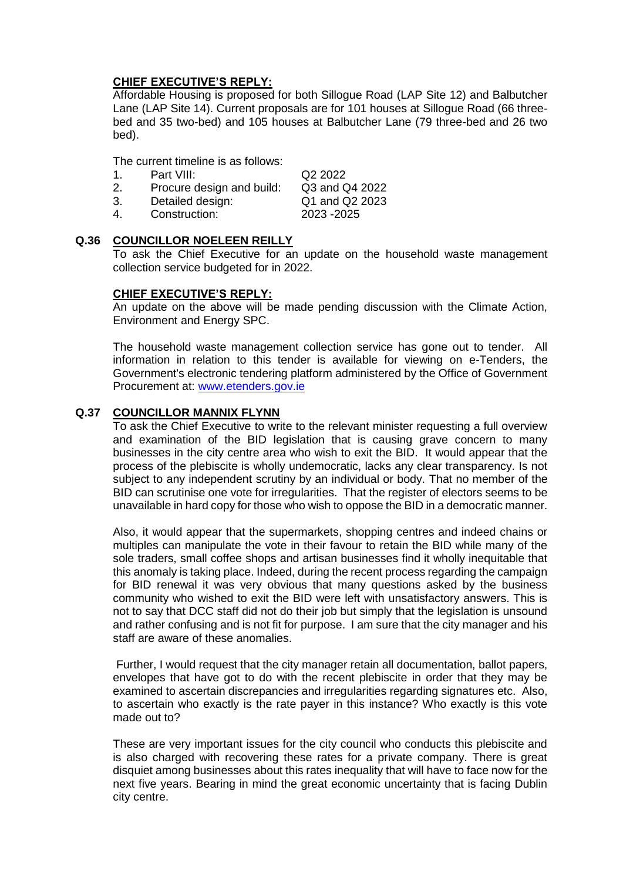**CHIEF EXECUTIVE'S REPLY:**

Affordable Housing is proposed for both Sillogue Road (LAP Site 12) and Balbutcher Lane (LAP Site 14). Current proposals are for 101 houses at Sillogue Road (66 three-bed and 35 two-bed) and 105 houses at Balbutcher Lane (79 three-bed and 26 two bed).

The current timeline is as follows:

1. Part VIII: Q2 2022
2. Procure design and build: Q3 and Q4 2022
3. Detailed design: Q1 and Q2 2023
4. Construction: 2023 -2025

**Q.36 COUNCILLOR NOELEEN REILLY**

To ask the Chief Executive for an update on the household waste management collection service budgeted for in 2022.

**CHIEF EXECUTIVE'S REPLY:**

An update on the above will be made pending discussion with the Climate Action, Environment and Energy SPC.

The household waste management collection service has gone out to tender. All information in relation to this tender is available for viewing on e-Tenders, the Government's electronic tendering platform administered by the Office of Government Procurement at: www.etenders.gov.ie

**Q.37 COUNCILLOR MANNIX FLYNN**

To ask the Chief Executive to write to the relevant minister requesting a full overview and examination of the BID legislation that is causing grave concern to many businesses in the city centre area who wish to exit the BID. It would appear that the process of the plebiscite is wholly undemocratic, lacks any clear transparency. Is not subject to any independent scrutiny by an individual or body. That no member of the BID can scrutinise one vote for irregularities. That the register of electors seems to be unavailable in hard copy for those who wish to oppose the BID in a democratic manner.

Also, it would appear that the supermarkets, shopping centres and indeed chains or multiples can manipulate the vote in their favour to retain the BID while many of the sole traders, small coffee shops and artisan businesses find it wholly inequitable that this anomaly is taking place. Indeed, during the recent process regarding the campaign for BID renewal it was very obvious that many questions asked by the business community who wished to exit the BID were left with unsatisfactory answers. This is not to say that DCC staff did not do their job but simply that the legislation is unsound and rather confusing and is not fit for purpose. I am sure that the city manager and his staff are aware of these anomalies.

Further, I would request that the city manager retain all documentation, ballot papers, envelopes that have got to do with the recent plebiscite in order that they may be examined to ascertain discrepancies and irregularities regarding signatures etc. Also, to ascertain who exactly is the rate payer in this instance? Who exactly is this vote made out to?

These are very important issues for the city council who conducts this plebiscite and is also charged with recovering these rates for a private company. There is great disquiet among businesses about this rates inequality that will have to face now for the next five years. Bearing in mind the great economic uncertainty that is facing Dublin city centre.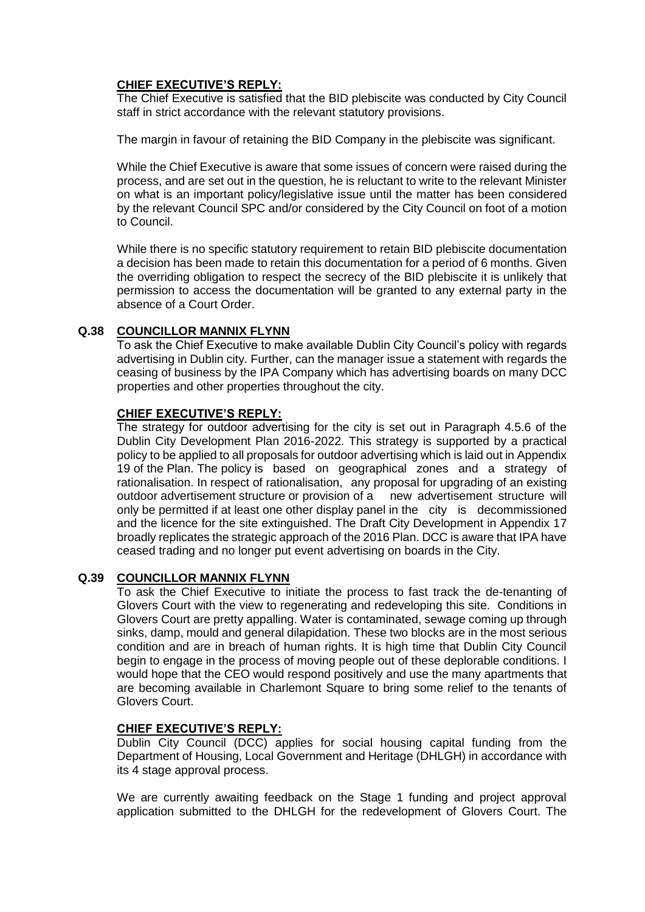**CHIEF EXECUTIVE'S REPLY:**

The Chief Executive is satisfied that the BID plebiscite was conducted by City Council staff in strict accordance with the relevant statutory provisions.

The margin in favour of retaining the BID Company in the plebiscite was significant.

While the Chief Executive is aware that some issues of concern were raised during the process, and are set out in the question, he is reluctant to write to the relevant Minister on what is an important policy/legislative issue until the matter has been considered by the relevant Council SPC and/or considered by the City Council on foot of a motion to Council.

While there is no specific statutory requirement to retain BID plebiscite documentation a decision has been made to retain this documentation for a period of 6 months. Given the overriding obligation to respect the secrecy of the BID plebiscite it is unlikely that permission to access the documentation will be granted to any external party in the absence of a Court Order.

## Q.38 COUNCILLOR MANNIX FLYNN

To ask the Chief Executive to make available Dublin City Council's policy with regards advertising in Dublin city. Further, can the manager issue a statement with regards the ceasing of business by the IPA Company which has advertising boards on many DCC properties and other properties throughout the city.

**CHIEF EXECUTIVE'S REPLY:**

The strategy for outdoor advertising for the city is set out in Paragraph 4.5.6 of the Dublin City Development Plan 2016-2022. This strategy is supported by a practical policy to be applied to all proposals for outdoor advertising which is laid out in Appendix 19 of the Plan. The policy is based on geographical zones and a strategy of rationalisation. In respect of rationalisation, any proposal for upgrading of an existing outdoor advertisement structure or provision of a new advertisement structure will only be permitted if at least one other display panel in the city is decommissioned and the licence for the site extinguished. The Draft City Development in Appendix 17 broadly replicates the strategic approach of the 2016 Plan. DCC is aware that IPA have ceased trading and no longer put event advertising on boards in the City.

## Q.39 COUNCILLOR MANNIX FLYNN

To ask the Chief Executive to initiate the process to fast track the de-tenanting of Glovers Court with the view to regenerating and redeveloping this site. Conditions in Glovers Court are pretty appalling. Water is contaminated, sewage coming up through sinks, damp, mould and general dilapidation. These two blocks are in the most serious condition and are in breach of human rights. It is high time that Dublin City Council begin to engage in the process of moving people out of these deplorable conditions. I would hope that the CEO would respond positively and use the many apartments that are becoming available in Charlemont Square to bring some relief to the tenants of Glovers Court.

**CHIEF EXECUTIVE'S REPLY:**

Dublin City Council (DCC) applies for social housing capital funding from the Department of Housing, Local Government and Heritage (DHLGH) in accordance with its 4 stage approval process.

We are currently awaiting feedback on the Stage 1 funding and project approval application submitted to the DHLGH for the redevelopment of Glovers Court. The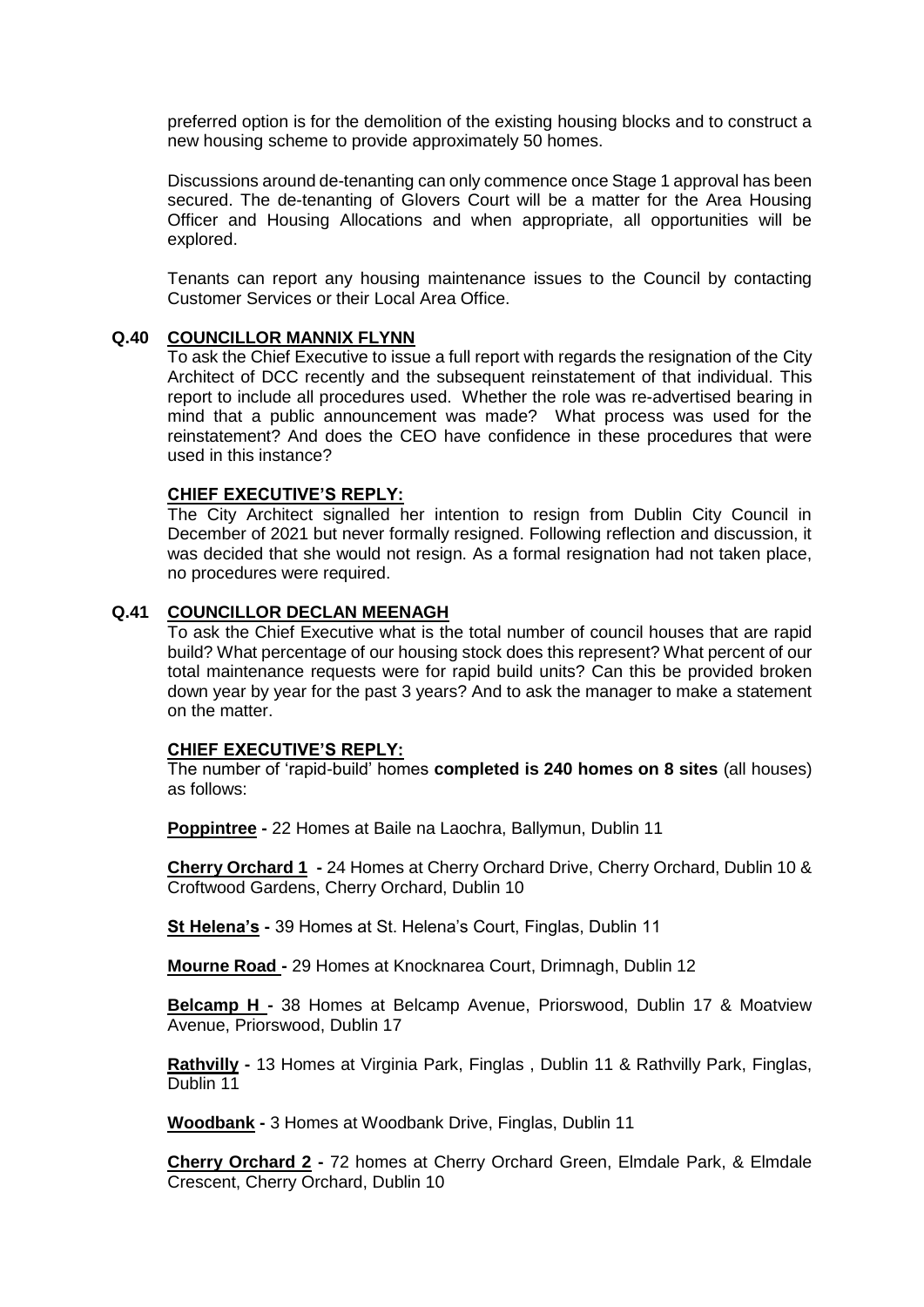preferred option is for the demolition of the existing housing blocks and to construct a new housing scheme to provide approximately 50 homes.

Discussions around de-tenanting can only commence once Stage 1 approval has been secured. The de-tenanting of Glovers Court will be a matter for the Area Housing Officer and Housing Allocations and when appropriate, all opportunities will be explored.

Tenants can report any housing maintenance issues to the Council by contacting Customer Services or their Local Area Office.

**Q.40 COUNCILLOR MANNIX FLYNN**

To ask the Chief Executive to issue a full report with regards the resignation of the City Architect of DCC recently and the subsequent reinstatement of that individual. This report to include all procedures used. Whether the role was re-advertised bearing in mind that a public announcement was made? What process was used for the reinstatement? And does the CEO have confidence in these procedures that were used in this instance?

**CHIEF EXECUTIVE'S REPLY:**

The City Architect signalled her intention to resign from Dublin City Council in December of 2021 but never formally resigned. Following reflection and discussion, it was decided that she would not resign. As a formal resignation had not taken place, no procedures were required.

**Q.41 COUNCILLOR DECLAN MEENAGH**

To ask the Chief Executive what is the total number of council houses that are rapid build? What percentage of our housing stock does this represent? What percent of our total maintenance requests were for rapid build units? Can this be provided broken down year by year for the past 3 years? And to ask the manager to make a statement on the matter.

**CHIEF EXECUTIVE'S REPLY:**

The number of 'rapid-build' homes **completed is 240 homes on 8 sites** (all houses) as follows:

**Poppintree -** 22 Homes at Baile na Laochra, Ballymun, Dublin 11

**Cherry Orchard 1 -** 24 Homes at Cherry Orchard Drive, Cherry Orchard, Dublin 10 & Croftwood Gardens, Cherry Orchard, Dublin 10

**St Helena's -** 39 Homes at St. Helena's Court, Finglas, Dublin 11

**Mourne Road -** 29 Homes at Knocknarea Court, Drimnagh, Dublin 12

**Belcamp H -** 38 Homes at Belcamp Avenue, Priorswood, Dublin 17 & Moatview Avenue, Priorswood, Dublin 17

**Rathvilly -** 13 Homes at Virginia Park, Finglas , Dublin 11 & Rathvilly Park, Finglas, Dublin 11

**Woodbank -** 3 Homes at Woodbank Drive, Finglas, Dublin 11

**Cherry Orchard 2 -** 72 homes at Cherry Orchard Green, Elmdale Park, & Elmdale Crescent, Cherry Orchard, Dublin 10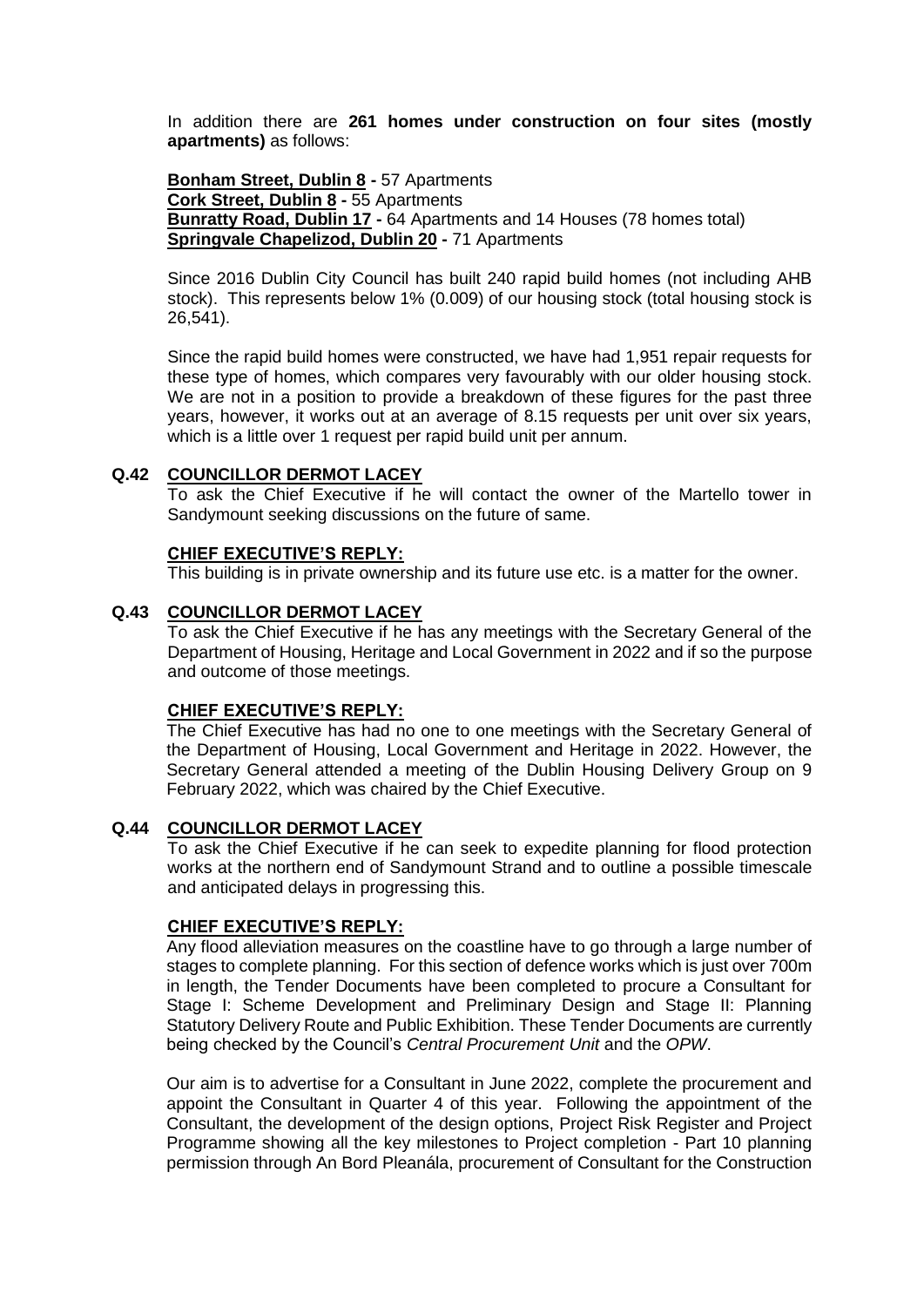In addition there are **261 homes under construction on four sites (mostly apartments)** as follows:

**Bonham Street, Dublin 8 -** 57 Apartments
**Cork Street, Dublin 8 -** 55 Apartments
**Bunratty Road, Dublin 17 -** 64 Apartments and 14 Houses (78 homes total)
**Springvale Chapelizod, Dublin 20 -** 71 Apartments

Since 2016 Dublin City Council has built 240 rapid build homes (not including AHB stock). This represents below 1% (0.009) of our housing stock (total housing stock is 26,541).

Since the rapid build homes were constructed, we have had 1,951 repair requests for these type of homes, which compares very favourably with our older housing stock. We are not in a position to provide a breakdown of these figures for the past three years, however, it works out at an average of 8.15 requests per unit over six years, which is a little over 1 request per rapid build unit per annum.

**Q.42 COUNCILLOR DERMOT LACEY**

To ask the Chief Executive if he will contact the owner of the Martello tower in Sandymount seeking discussions on the future of same.

**CHIEF EXECUTIVE'S REPLY:**

This building is in private ownership and its future use etc. is a matter for the owner.

**Q.43 COUNCILLOR DERMOT LACEY**

To ask the Chief Executive if he has any meetings with the Secretary General of the Department of Housing, Heritage and Local Government in 2022 and if so the purpose and outcome of those meetings.

**CHIEF EXECUTIVE'S REPLY:**

The Chief Executive has had no one to one meetings with the Secretary General of the Department of Housing, Local Government and Heritage in 2022. However, the Secretary General attended a meeting of the Dublin Housing Delivery Group on 9 February 2022, which was chaired by the Chief Executive.

**Q.44 COUNCILLOR DERMOT LACEY**

To ask the Chief Executive if he can seek to expedite planning for flood protection works at the northern end of Sandymount Strand and to outline a possible timescale and anticipated delays in progressing this.

**CHIEF EXECUTIVE'S REPLY:**

Any flood alleviation measures on the coastline have to go through a large number of stages to complete planning. For this section of defence works which is just over 700m in length, the Tender Documents have been completed to procure a Consultant for Stage I: Scheme Development and Preliminary Design and Stage II: Planning Statutory Delivery Route and Public Exhibition. These Tender Documents are currently being checked by the Council's *Central Procurement Unit* and the *OPW*.

Our aim is to advertise for a Consultant in June 2022, complete the procurement and appoint the Consultant in Quarter 4 of this year. Following the appointment of the Consultant, the development of the design options, Project Risk Register and Project Programme showing all the key milestones to Project completion - Part 10 planning permission through An Bord Pleanála, procurement of Consultant for the Construction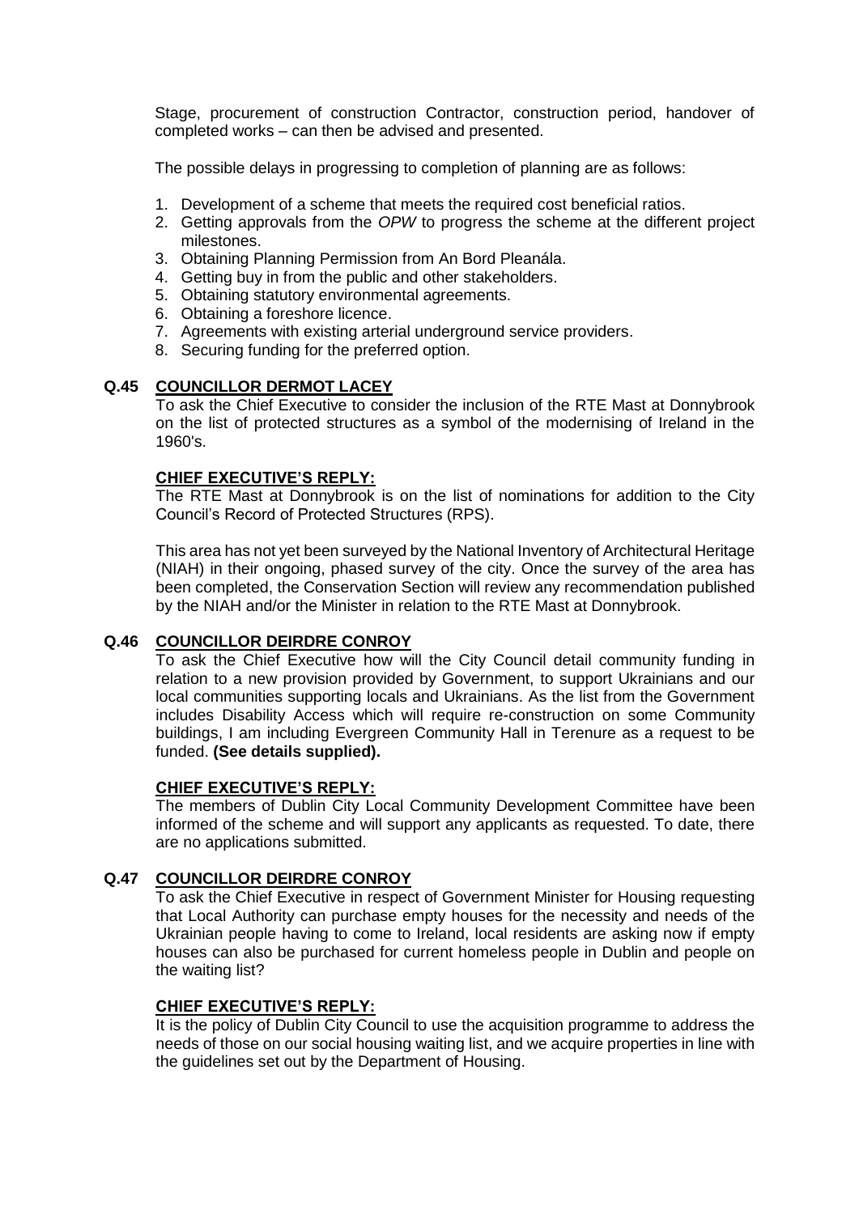Stage, procurement of construction Contractor, construction period, handover of completed works – can then be advised and presented.

The possible delays in progressing to completion of planning are as follows:

1. Development of a scheme that meets the required cost beneficial ratios.
2. Getting approvals from the *OPW* to progress the scheme at the different project milestones.
3. Obtaining Planning Permission from An Bord Pleanála.
4. Getting buy in from the public and other stakeholders.
5. Obtaining statutory environmental agreements.
6. Obtaining a foreshore licence.
7. Agreements with existing arterial underground service providers.
8. Securing funding for the preferred option.

**Q.45 COUNCILLOR DERMOT LACEY**

To ask the Chief Executive to consider the inclusion of the RTE Mast at Donnybrook on the list of protected structures as a symbol of the modernising of Ireland in the 1960's.

**CHIEF EXECUTIVE'S REPLY:**

The RTE Mast at Donnybrook is on the list of nominations for addition to the City Council's Record of Protected Structures (RPS).

This area has not yet been surveyed by the National Inventory of Architectural Heritage (NIAH) in their ongoing, phased survey of the city. Once the survey of the area has been completed, the Conservation Section will review any recommendation published by the NIAH and/or the Minister in relation to the RTE Mast at Donnybrook.

**Q.46 COUNCILLOR DEIRDRE CONROY**

To ask the Chief Executive how will the City Council detail community funding in relation to a new provision provided by Government, to support Ukrainians and our local communities supporting locals and Ukrainians. As the list from the Government includes Disability Access which will require re-construction on some Community buildings, I am including Evergreen Community Hall in Terenure as a request to be funded. **(See details supplied).**

**CHIEF EXECUTIVE'S REPLY:**

The members of Dublin City Local Community Development Committee have been informed of the scheme and will support any applicants as requested. To date, there are no applications submitted.

**Q.47 COUNCILLOR DEIRDRE CONROY**

To ask the Chief Executive in respect of Government Minister for Housing requesting that Local Authority can purchase empty houses for the necessity and needs of the Ukrainian people having to come to Ireland, local residents are asking now if empty houses can also be purchased for current homeless people in Dublin and people on the waiting list?

**CHIEF EXECUTIVE'S REPLY:**

It is the policy of Dublin City Council to use the acquisition programme to address the needs of those on our social housing waiting list, and we acquire properties in line with the guidelines set out by the Department of Housing.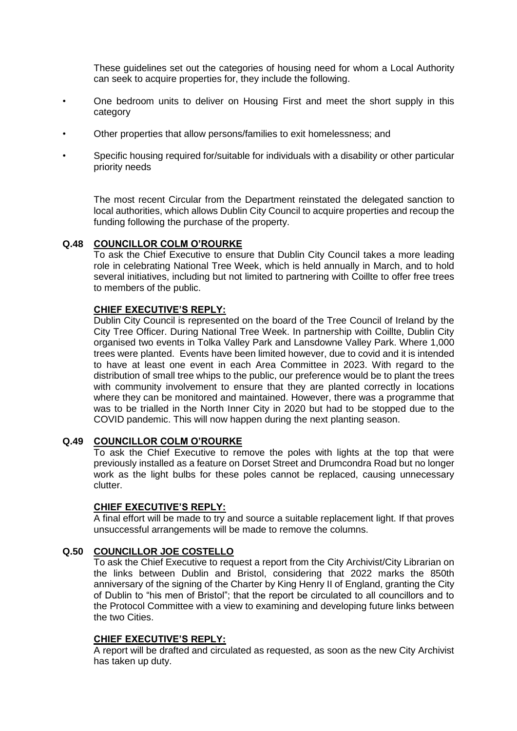These guidelines set out the categories of housing need for whom a Local Authority can seek to acquire properties for, they include the following.

- One bedroom units to deliver on Housing First and meet the short supply in this category
- Other properties that allow persons/families to exit homelessness; and
- Specific housing required for/suitable for individuals with a disability or other particular priority needs

The most recent Circular from the Department reinstated the delegated sanction to local authorities, which allows Dublin City Council to acquire properties and recoup the funding following the purchase of the property.

**Q.48 COUNCILLOR COLM O'ROURKE**

To ask the Chief Executive to ensure that Dublin City Council takes a more leading role in celebrating National Tree Week, which is held annually in March, and to hold several initiatives, including but not limited to partnering with Coillte to offer free trees to members of the public.

**CHIEF EXECUTIVE'S REPLY:**

Dublin City Council is represented on the board of the Tree Council of Ireland by the City Tree Officer. During National Tree Week. In partnership with Coillte, Dublin City organised two events in Tolka Valley Park and Lansdowne Valley Park. Where 1,000 trees were planted. Events have been limited however, due to covid and it is intended to have at least one event in each Area Committee in 2023. With regard to the distribution of small tree whips to the public, our preference would be to plant the trees with community involvement to ensure that they are planted correctly in locations where they can be monitored and maintained. However, there was a programme that was to be trialled in the North Inner City in 2020 but had to be stopped due to the COVID pandemic. This will now happen during the next planting season.

**Q.49 COUNCILLOR COLM O'ROURKE**

To ask the Chief Executive to remove the poles with lights at the top that were previously installed as a feature on Dorset Street and Drumcondra Road but no longer work as the light bulbs for these poles cannot be replaced, causing unnecessary clutter.

**CHIEF EXECUTIVE'S REPLY:**

A final effort will be made to try and source a suitable replacement light. If that proves unsuccessful arrangements will be made to remove the columns.

**Q.50 COUNCILLOR JOE COSTELLO**

To ask the Chief Executive to request a report from the City Archivist/City Librarian on the links between Dublin and Bristol, considering that 2022 marks the 850th anniversary of the signing of the Charter by King Henry II of England, granting the City of Dublin to "his men of Bristol"; that the report be circulated to all councillors and to the Protocol Committee with a view to examining and developing future links between the two Cities.

**CHIEF EXECUTIVE'S REPLY:**

A report will be drafted and circulated as requested, as soon as the new City Archivist has taken up duty.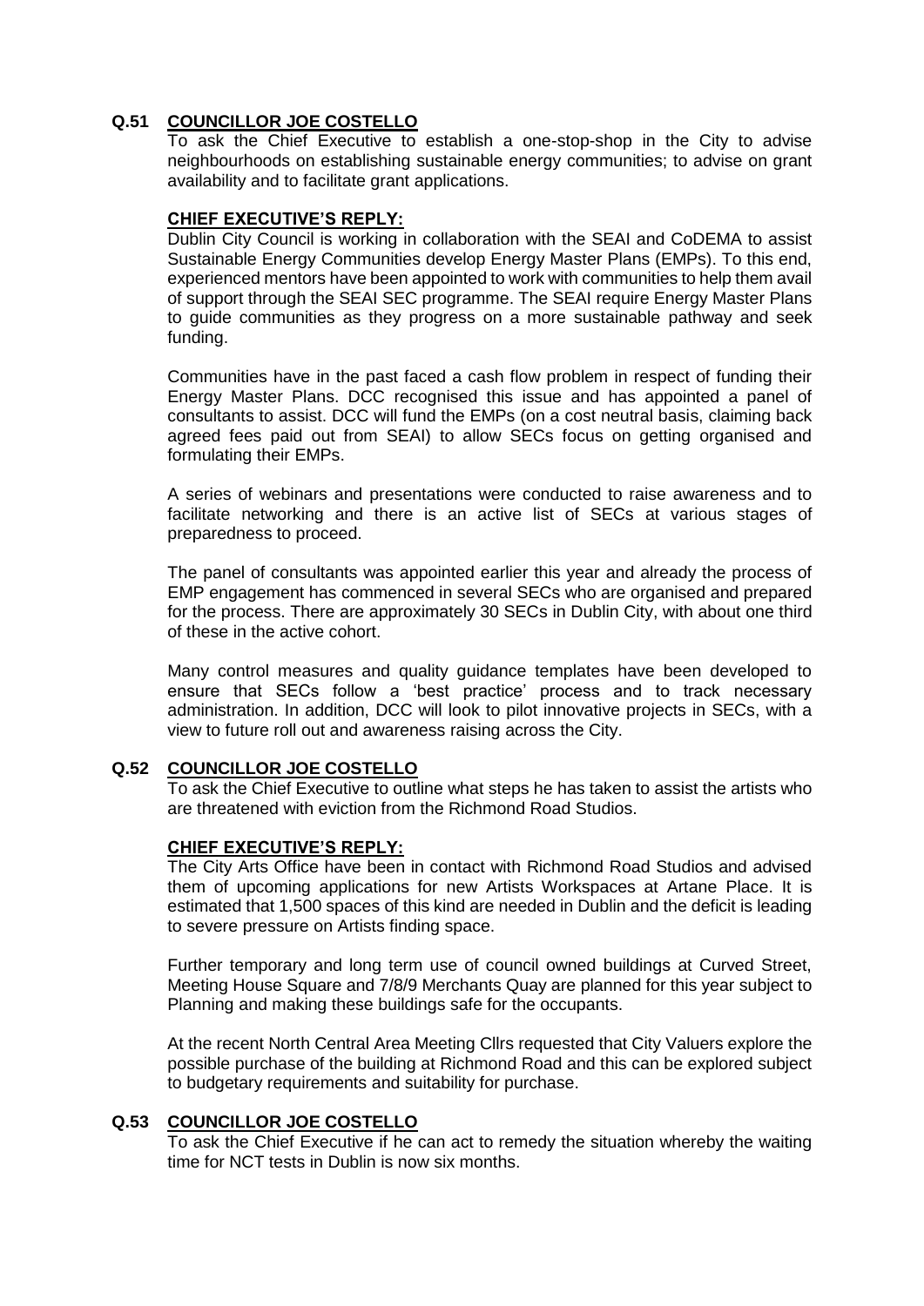**Q.51** **COUNCILLOR JOE COSTELLO**

To ask the Chief Executive to establish a one-stop-shop in the City to advise neighbourhoods on establishing sustainable energy communities; to advise on grant availability and to facilitate grant applications.

**CHIEF EXECUTIVE'S REPLY:**

Dublin City Council is working in collaboration with the SEAI and CoDEMA to assist Sustainable Energy Communities develop Energy Master Plans (EMPs). To this end, experienced mentors have been appointed to work with communities to help them avail of support through the SEAI SEC programme. The SEAI require Energy Master Plans to guide communities as they progress on a more sustainable pathway and seek funding.

Communities have in the past faced a cash flow problem in respect of funding their Energy Master Plans. DCC recognised this issue and has appointed a panel of consultants to assist. DCC will fund the EMPs (on a cost neutral basis, claiming back agreed fees paid out from SEAI) to allow SECs focus on getting organised and formulating their EMPs.

A series of webinars and presentations were conducted to raise awareness and to facilitate networking and there is an active list of SECs at various stages of preparedness to proceed.

The panel of consultants was appointed earlier this year and already the process of EMP engagement has commenced in several SECs who are organised and prepared for the process. There are approximately 30 SECs in Dublin City, with about one third of these in the active cohort.

Many control measures and quality guidance templates have been developed to ensure that SECs follow a 'best practice' process and to track necessary administration. In addition, DCC will look to pilot innovative projects in SECs, with a view to future roll out and awareness raising across the City.

**Q.52** **COUNCILLOR JOE COSTELLO**

To ask the Chief Executive to outline what steps he has taken to assist the artists who are threatened with eviction from the Richmond Road Studios.

**CHIEF EXECUTIVE'S REPLY:**

The City Arts Office have been in contact with Richmond Road Studios and advised them of upcoming applications for new Artists Workspaces at Artane Place. It is estimated that 1,500 spaces of this kind are needed in Dublin and the deficit is leading to severe pressure on Artists finding space.

Further temporary and long term use of council owned buildings at Curved Street, Meeting House Square and 7/8/9 Merchants Quay are planned for this year subject to Planning and making these buildings safe for the occupants.

At the recent North Central Area Meeting Cllrs requested that City Valuers explore the possible purchase of the building at Richmond Road and this can be explored subject to budgetary requirements and suitability for purchase.

**Q.53** **COUNCILLOR JOE COSTELLO**

To ask the Chief Executive if he can act to remedy the situation whereby the waiting time for NCT tests in Dublin is now six months.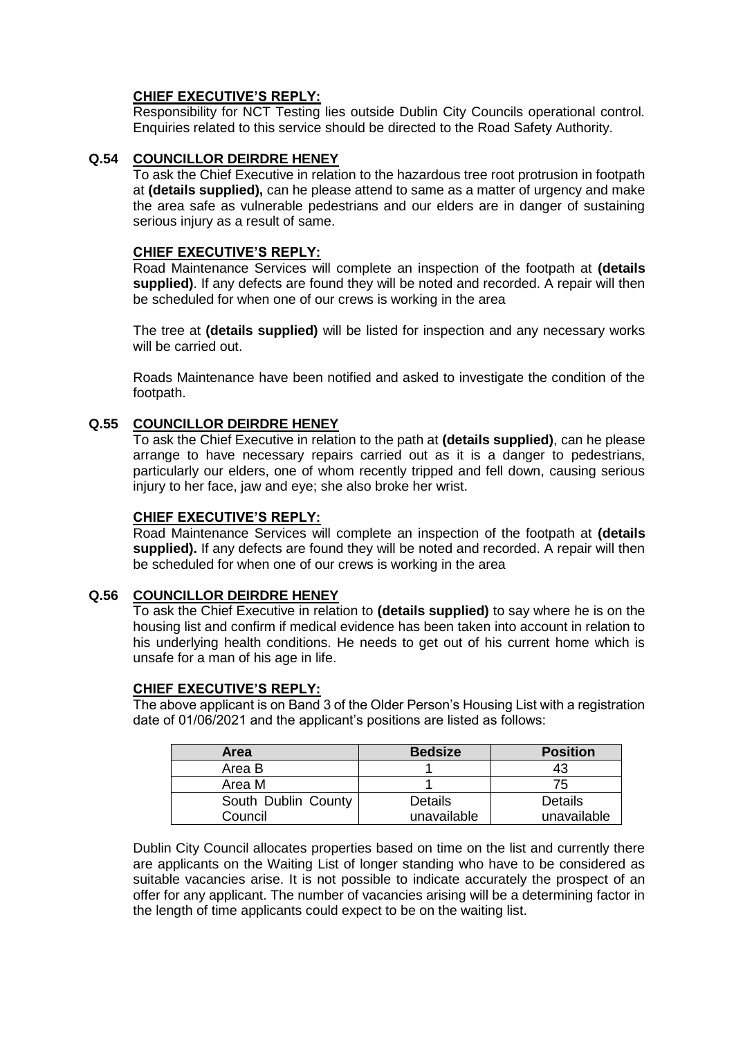**CHIEF EXECUTIVE'S REPLY:**

Responsibility for NCT Testing lies outside Dublin City Councils operational control. Enquiries related to this service should be directed to the Road Safety Authority.

### Q.54 COUNCILLOR DEIRDRE HENEY

To ask the Chief Executive in relation to the hazardous tree root protrusion in footpath at **(details supplied),** can he please attend to same as a matter of urgency and make the area safe as vulnerable pedestrians and our elders are in danger of sustaining serious injury as a result of same.

**CHIEF EXECUTIVE'S REPLY:**

Road Maintenance Services will complete an inspection of the footpath at **(details supplied)**. If any defects are found they will be noted and recorded. A repair will then be scheduled for when one of our crews is working in the area

The tree at **(details supplied)** will be listed for inspection and any necessary works will be carried out.

Roads Maintenance have been notified and asked to investigate the condition of the footpath.

### Q.55 COUNCILLOR DEIRDRE HENEY

To ask the Chief Executive in relation to the path at **(details supplied)**, can he please arrange to have necessary repairs carried out as it is a danger to pedestrians, particularly our elders, one of whom recently tripped and fell down, causing serious injury to her face, jaw and eye; she also broke her wrist.

**CHIEF EXECUTIVE'S REPLY:**

Road Maintenance Services will complete an inspection of the footpath at **(details supplied).** If any defects are found they will be noted and recorded. A repair will then be scheduled for when one of our crews is working in the area

### Q.56 COUNCILLOR DEIRDRE HENEY

To ask the Chief Executive in relation to **(details supplied)** to say where he is on the housing list and confirm if medical evidence has been taken into account in relation to his underlying health conditions. He needs to get out of his current home which is unsafe for a man of his age in life.

**CHIEF EXECUTIVE'S REPLY:**

The above applicant is on Band 3 of the Older Person's Housing List with a registration date of 01/06/2021 and the applicant's positions are listed as follows:

| Area | Bedsize | Position |
| --- | --- | --- |
| Area B | 1 | 43 |
| Area M | 1 | 75 |
| South Dublin County Council | Details unavailable | Details unavailable |

Dublin City Council allocates properties based on time on the list and currently there are applicants on the Waiting List of longer standing who have to be considered as suitable vacancies arise. It is not possible to indicate accurately the prospect of an offer for any applicant. The number of vacancies arising will be a determining factor in the length of time applicants could expect to be on the waiting list.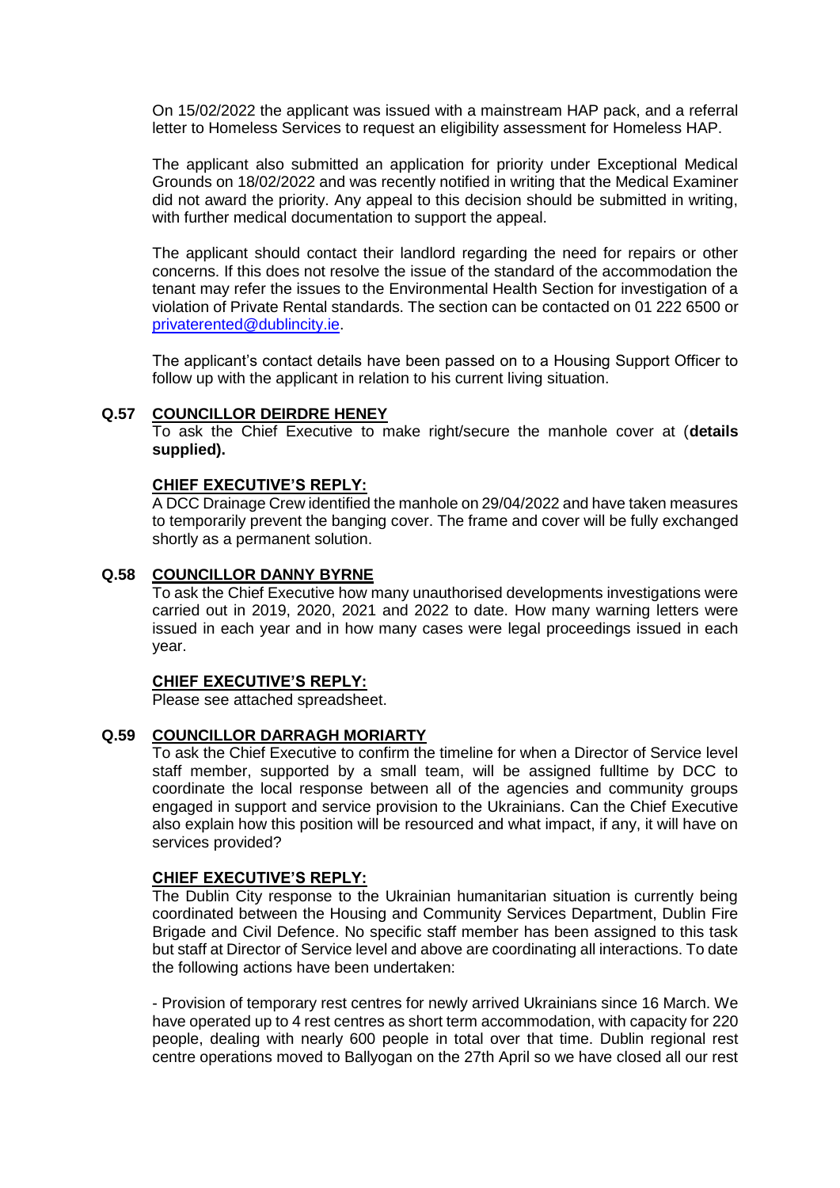On 15/02/2022 the applicant was issued with a mainstream HAP pack, and a referral letter to Homeless Services to request an eligibility assessment for Homeless HAP.

The applicant also submitted an application for priority under Exceptional Medical Grounds on 18/02/2022 and was recently notified in writing that the Medical Examiner did not award the priority. Any appeal to this decision should be submitted in writing, with further medical documentation to support the appeal.

The applicant should contact their landlord regarding the need for repairs or other concerns. If this does not resolve the issue of the standard of the accommodation the tenant may refer the issues to the Environmental Health Section for investigation of a violation of Private Rental standards. The section can be contacted on 01 222 6500 or privaterented@dublincity.ie.

The applicant's contact details have been passed on to a Housing Support Officer to follow up with the applicant in relation to his current living situation.

**Q.57 COUNCILLOR DEIRDRE HENEY**

To ask the Chief Executive to make right/secure the manhole cover at (**details supplied).**

**CHIEF EXECUTIVE'S REPLY:**

A DCC Drainage Crew identified the manhole on 29/04/2022 and have taken measures to temporarily prevent the banging cover. The frame and cover will be fully exchanged shortly as a permanent solution.

**Q.58 COUNCILLOR DANNY BYRNE**

To ask the Chief Executive how many unauthorised developments investigations were carried out in 2019, 2020, 2021 and 2022 to date. How many warning letters were issued in each year and in how many cases were legal proceedings issued in each year.

**CHIEF EXECUTIVE'S REPLY:**

Please see attached spreadsheet.

**Q.59 COUNCILLOR DARRAGH MORIARTY**

To ask the Chief Executive to confirm the timeline for when a Director of Service level staff member, supported by a small team, will be assigned fulltime by DCC to coordinate the local response between all of the agencies and community groups engaged in support and service provision to the Ukrainians. Can the Chief Executive also explain how this position will be resourced and what impact, if any, it will have on services provided?

**CHIEF EXECUTIVE'S REPLY:**

The Dublin City response to the Ukrainian humanitarian situation is currently being coordinated between the Housing and Community Services Department, Dublin Fire Brigade and Civil Defence. No specific staff member has been assigned to this task but staff at Director of Service level and above are coordinating all interactions. To date the following actions have been undertaken:

- Provision of temporary rest centres for newly arrived Ukrainians since 16 March. We have operated up to 4 rest centres as short term accommodation, with capacity for 220 people, dealing with nearly 600 people in total over that time. Dublin regional rest centre operations moved to Ballyogan on the 27th April so we have closed all our rest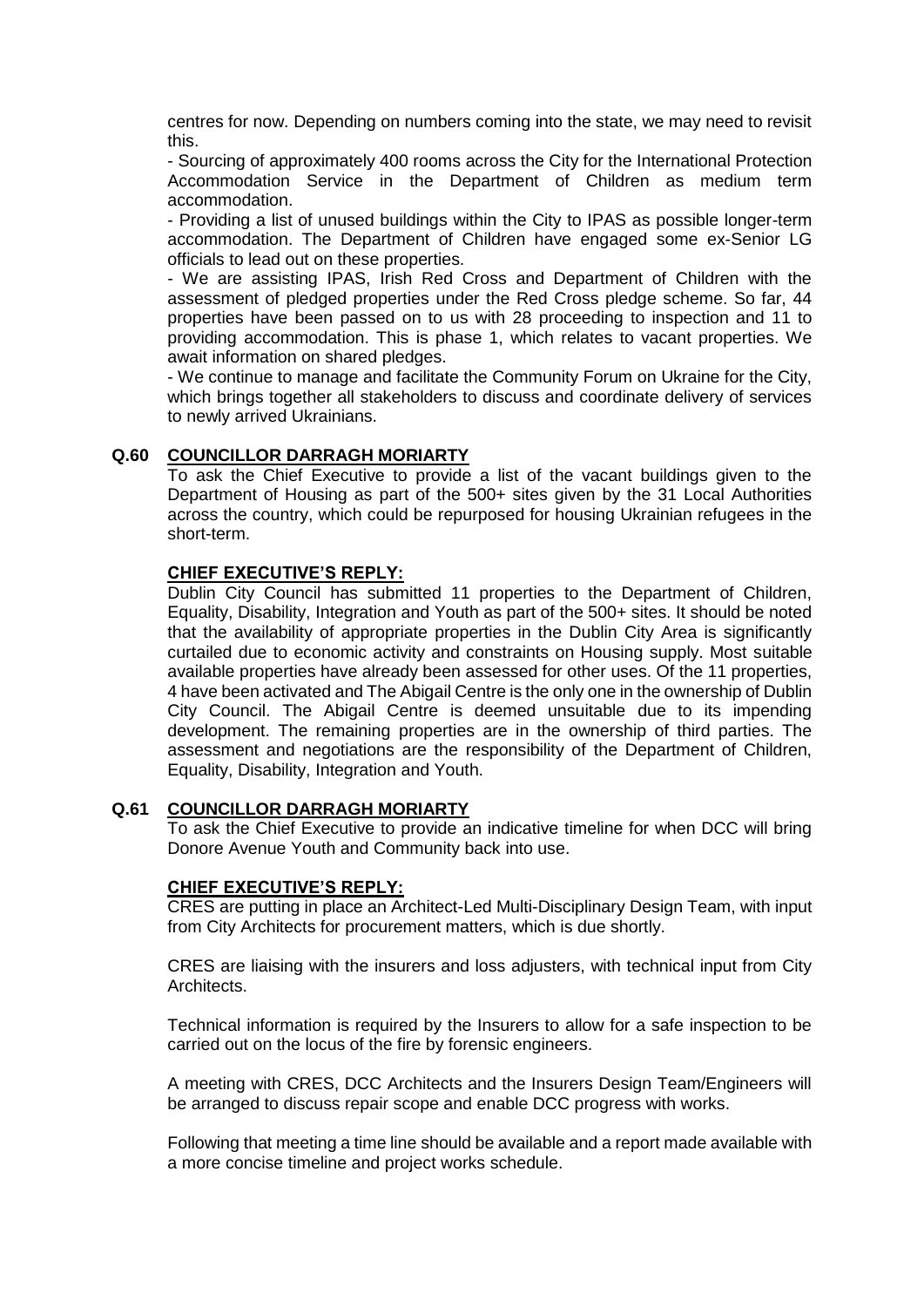centres for now. Depending on numbers coming into the state, we may need to revisit this.

- Sourcing of approximately 400 rooms across the City for the International Protection Accommodation Service in the Department of Children as medium term accommodation.
- Providing a list of unused buildings within the City to IPAS as possible longer-term accommodation. The Department of Children have engaged some ex-Senior LG officials to lead out on these properties.
- We are assisting IPAS, Irish Red Cross and Department of Children with the assessment of pledged properties under the Red Cross pledge scheme. So far, 44 properties have been passed on to us with 28 proceeding to inspection and 11 to providing accommodation. This is phase 1, which relates to vacant properties. We await information on shared pledges.
- We continue to manage and facilitate the Community Forum on Ukraine for the City, which brings together all stakeholders to discuss and coordinate delivery of services to newly arrived Ukrainians.

### Q.60 COUNCILLOR DARRAGH MORIARTY

To ask the Chief Executive to provide a list of the vacant buildings given to the Department of Housing as part of the 500+ sites given by the 31 Local Authorities across the country, which could be repurposed for housing Ukrainian refugees in the short-term.

**CHIEF EXECUTIVE'S REPLY:**

Dublin City Council has submitted 11 properties to the Department of Children, Equality, Disability, Integration and Youth as part of the 500+ sites. It should be noted that the availability of appropriate properties in the Dublin City Area is significantly curtailed due to economic activity and constraints on Housing supply. Most suitable available properties have already been assessed for other uses. Of the 11 properties, 4 have been activated and The Abigail Centre is the only one in the ownership of Dublin City Council. The Abigail Centre is deemed unsuitable due to its impending development. The remaining properties are in the ownership of third parties. The assessment and negotiations are the responsibility of the Department of Children, Equality, Disability, Integration and Youth.

### Q.61 COUNCILLOR DARRAGH MORIARTY

To ask the Chief Executive to provide an indicative timeline for when DCC will bring Donore Avenue Youth and Community back into use.

**CHIEF EXECUTIVE'S REPLY:**

CRES are putting in place an Architect-Led Multi-Disciplinary Design Team, with input from City Architects for procurement matters, which is due shortly.

CRES are liaising with the insurers and loss adjusters, with technical input from City Architects.

Technical information is required by the Insurers to allow for a safe inspection to be carried out on the locus of the fire by forensic engineers.

A meeting with CRES, DCC Architects and the Insurers Design Team/Engineers will be arranged to discuss repair scope and enable DCC progress with works.

Following that meeting a time line should be available and a report made available with a more concise timeline and project works schedule.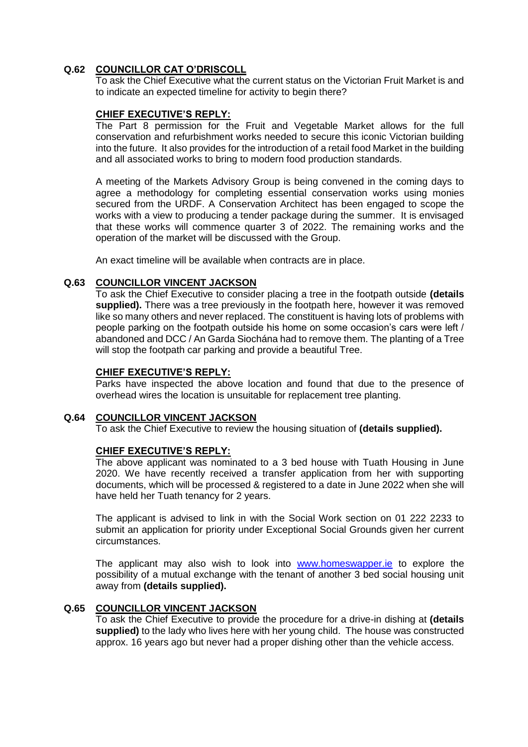**Q.62 COUNCILLOR CAT O'DRISCOLL**

To ask the Chief Executive what the current status on the Victorian Fruit Market is and to indicate an expected timeline for activity to begin there?

**CHIEF EXECUTIVE'S REPLY:**

The Part 8 permission for the Fruit and Vegetable Market allows for the full conservation and refurbishment works needed to secure this iconic Victorian building into the future. It also provides for the introduction of a retail food Market in the building and all associated works to bring to modern food production standards.

A meeting of the Markets Advisory Group is being convened in the coming days to agree a methodology for completing essential conservation works using monies secured from the URDF. A Conservation Architect has been engaged to scope the works with a view to producing a tender package during the summer. It is envisaged that these works will commence quarter 3 of 2022. The remaining works and the operation of the market will be discussed with the Group.

An exact timeline will be available when contracts are in place.

**Q.63 COUNCILLOR VINCENT JACKSON**

To ask the Chief Executive to consider placing a tree in the footpath outside **(details supplied).** There was a tree previously in the footpath here, however it was removed like so many others and never replaced. The constituent is having lots of problems with people parking on the footpath outside his home on some occasion's cars were left / abandoned and DCC / An Garda Siochána had to remove them. The planting of a Tree will stop the footpath car parking and provide a beautiful Tree.

**CHIEF EXECUTIVE'S REPLY:**

Parks have inspected the above location and found that due to the presence of overhead wires the location is unsuitable for replacement tree planting.

**Q.64 COUNCILLOR VINCENT JACKSON**

To ask the Chief Executive to review the housing situation of **(details supplied).**

**CHIEF EXECUTIVE'S REPLY:**

The above applicant was nominated to a 3 bed house with Tuath Housing in June 2020. We have recently received a transfer application from her with supporting documents, which will be processed & registered to a date in June 2022 when she will have held her Tuath tenancy for 2 years.

The applicant is advised to link in with the Social Work section on 01 222 2233 to submit an application for priority under Exceptional Social Grounds given her current circumstances.

The applicant may also wish to look into www.homeswapper.ie to explore the possibility of a mutual exchange with the tenant of another 3 bed social housing unit away from **(details supplied).**

**Q.65 COUNCILLOR VINCENT JACKSON**

To ask the Chief Executive to provide the procedure for a drive-in dishing at **(details supplied)** to the lady who lives here with her young child. The house was constructed approx. 16 years ago but never had a proper dishing other than the vehicle access.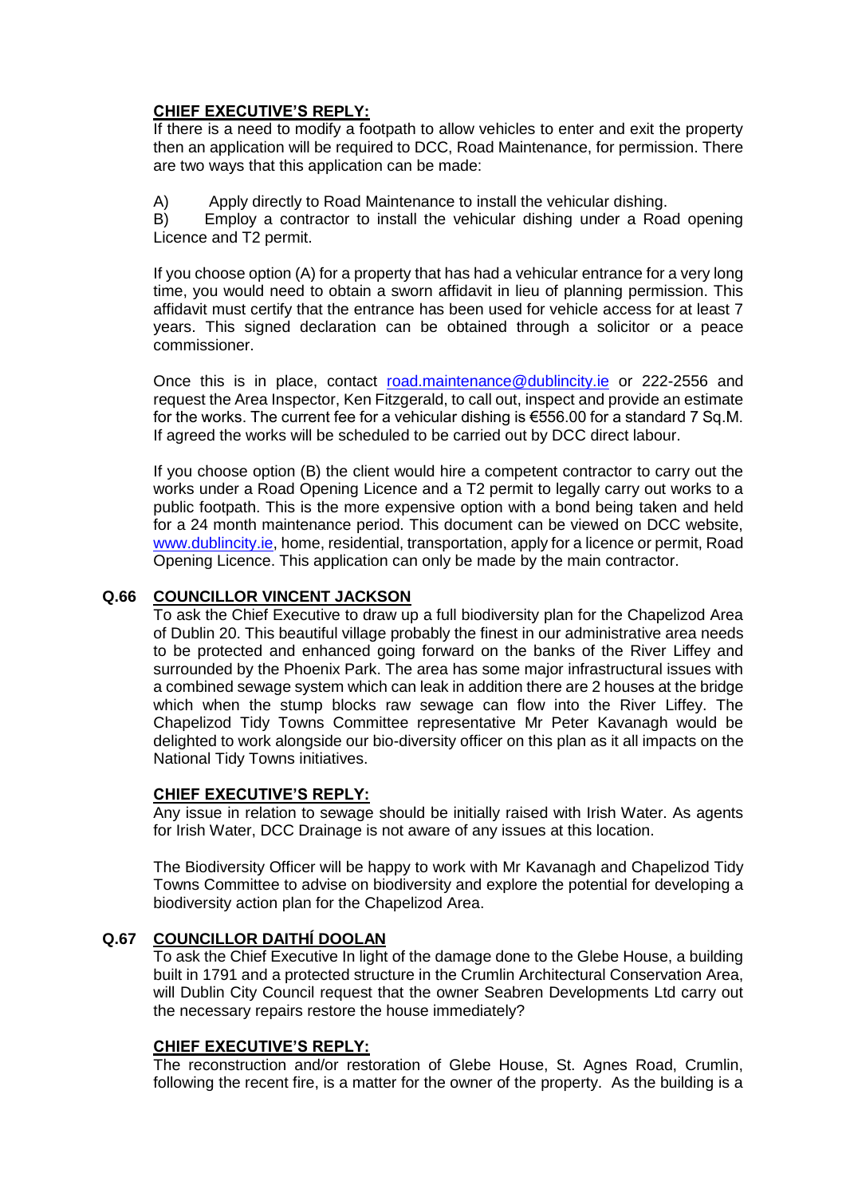**CHIEF EXECUTIVE'S REPLY:**

If there is a need to modify a footpath to allow vehicles to enter and exit the property then an application will be required to DCC, Road Maintenance, for permission. There are two ways that this application can be made:

A) Apply directly to Road Maintenance to install the vehicular dishing.
B) Employ a contractor to install the vehicular dishing under a Road opening Licence and T2 permit.

If you choose option (A) for a property that has had a vehicular entrance for a very long time, you would need to obtain a sworn affidavit in lieu of planning permission. This affidavit must certify that the entrance has been used for vehicle access for at least 7 years. This signed declaration can be obtained through a solicitor or a peace commissioner.

Once this is in place, contact road.maintenance@dublincity.ie or 222-2556 and request the Area Inspector, Ken Fitzgerald, to call out, inspect and provide an estimate for the works. The current fee for a vehicular dishing is €556.00 for a standard 7 Sq.M. If agreed the works will be scheduled to be carried out by DCC direct labour.

If you choose option (B) the client would hire a competent contractor to carry out the works under a Road Opening Licence and a T2 permit to legally carry out works to a public footpath. This is the more expensive option with a bond being taken and held for a 24 month maintenance period. This document can be viewed on DCC website, www.dublincity.ie, home, residential, transportation, apply for a licence or permit, Road Opening Licence. This application can only be made by the main contractor.

**Q.66 COUNCILLOR VINCENT JACKSON**

To ask the Chief Executive to draw up a full biodiversity plan for the Chapelizod Area of Dublin 20. This beautiful village probably the finest in our administrative area needs to be protected and enhanced going forward on the banks of the River Liffey and surrounded by the Phoenix Park. The area has some major infrastructural issues with a combined sewage system which can leak in addition there are 2 houses at the bridge which when the stump blocks raw sewage can flow into the River Liffey. The Chapelizod Tidy Towns Committee representative Mr Peter Kavanagh would be delighted to work alongside our bio-diversity officer on this plan as it all impacts on the National Tidy Towns initiatives.

**CHIEF EXECUTIVE'S REPLY:**

Any issue in relation to sewage should be initially raised with Irish Water. As agents for Irish Water, DCC Drainage is not aware of any issues at this location.

The Biodiversity Officer will be happy to work with Mr Kavanagh and Chapelizod Tidy Towns Committee to advise on biodiversity and explore the potential for developing a biodiversity action plan for the Chapelizod Area.

**Q.67 COUNCILLOR DAITHÍ DOOLAN**

To ask the Chief Executive In light of the damage done to the Glebe House, a building built in 1791 and a protected structure in the Crumlin Architectural Conservation Area, will Dublin City Council request that the owner Seabren Developments Ltd carry out the necessary repairs restore the house immediately?

**CHIEF EXECUTIVE'S REPLY:**

The reconstruction and/or restoration of Glebe House, St. Agnes Road, Crumlin, following the recent fire, is a matter for the owner of the property. As the building is a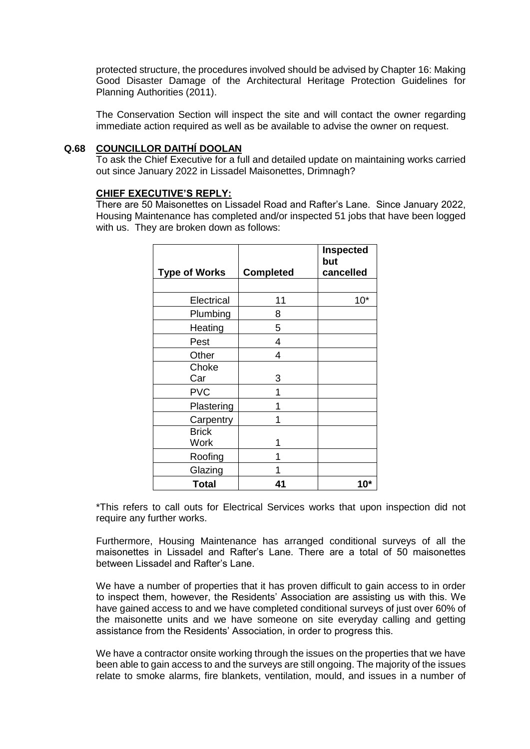protected structure, the procedures involved should be advised by Chapter 16: Making Good Disaster Damage of the Architectural Heritage Protection Guidelines for Planning Authorities (2011).

The Conservation Section will inspect the site and will contact the owner regarding immediate action required as well as be available to advise the owner on request.

**Q.68 COUNCILLOR DAITHÍ DOOLAN**

To ask the Chief Executive for a full and detailed update on maintaining works carried out since January 2022 in Lissadel Maisonettes, Drimnagh?

**CHIEF EXECUTIVE'S REPLY:**

There are 50 Maisonettes on Lissadel Road and Rafter's Lane. Since January 2022, Housing Maintenance has completed and/or inspected 51 jobs that have been logged with us. They are broken down as follows:

| Type of Works | Completed | Inspected but cancelled |
|---|---|---|
| | | |
| Electrical | 11 | 10* |
| Plumbing | 8 | |
| Heating | 5 | |
| Pest | 4 | |
| Other | 4 | |
| Choke Car | 3 | |
| PVC | 1 | |
| Plastering | 1 | |
| Carpentry | 1 | |
| Brick Work | 1 | |
| Roofing | 1 | |
| Glazing | 1 | |
| **Total** | **41** | **10*** |

*This refers to call outs for Electrical Services works that upon inspection did not require any further works.

Furthermore, Housing Maintenance has arranged conditional surveys of all the maisonettes in Lissadel and Rafter's Lane. There are a total of 50 maisonettes between Lissadel and Rafter's Lane.

We have a number of properties that it has proven difficult to gain access to in order to inspect them, however, the Residents' Association are assisting us with this. We have gained access to and we have completed conditional surveys of just over 60% of the maisonette units and we have someone on site everyday calling and getting assistance from the Residents' Association, in order to progress this.

We have a contractor onsite working through the issues on the properties that we have been able to gain access to and the surveys are still ongoing. The majority of the issues relate to smoke alarms, fire blankets, ventilation, mould, and issues in a number of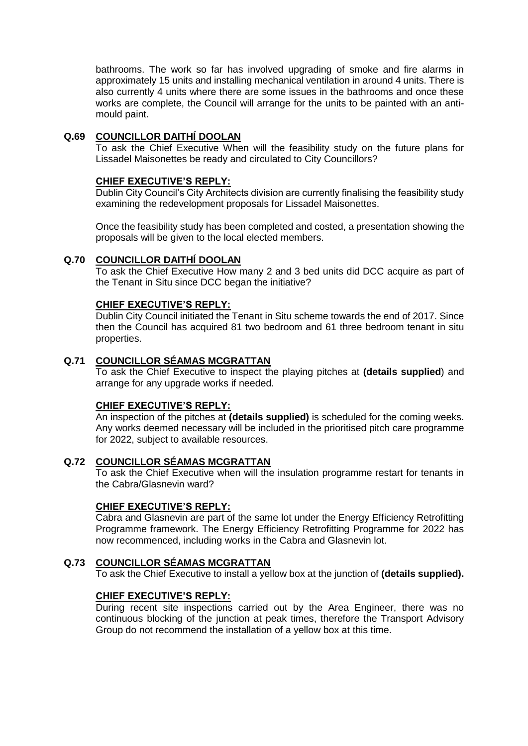bathrooms. The work so far has involved upgrading of smoke and fire alarms in approximately 15 units and installing mechanical ventilation in around 4 units. There is also currently 4 units where there are some issues in the bathrooms and once these works are complete, the Council will arrange for the units to be painted with an anti-mould paint.

**Q.69 COUNCILLOR DAITHÍ DOOLAN**

To ask the Chief Executive When will the feasibility study on the future plans for Lissadel Maisonettes be ready and circulated to City Councillors?

**CHIEF EXECUTIVE'S REPLY:**

Dublin City Council's City Architects division are currently finalising the feasibility study examining the redevelopment proposals for Lissadel Maisonettes.

Once the feasibility study has been completed and costed, a presentation showing the proposals will be given to the local elected members.

**Q.70 COUNCILLOR DAITHÍ DOOLAN**

To ask the Chief Executive How many 2 and 3 bed units did DCC acquire as part of the Tenant in Situ since DCC began the initiative?

**CHIEF EXECUTIVE'S REPLY:**

Dublin City Council initiated the Tenant in Situ scheme towards the end of 2017. Since then the Council has acquired 81 two bedroom and 61 three bedroom tenant in situ properties.

**Q.71 COUNCILLOR SÉAMAS MCGRATTAN**

To ask the Chief Executive to inspect the playing pitches at **(details supplied**) and arrange for any upgrade works if needed.

**CHIEF EXECUTIVE'S REPLY:**

An inspection of the pitches at **(details supplied)** is scheduled for the coming weeks. Any works deemed necessary will be included in the prioritised pitch care programme for 2022, subject to available resources.

**Q.72 COUNCILLOR SÉAMAS MCGRATTAN**

To ask the Chief Executive when will the insulation programme restart for tenants in the Cabra/Glasnevin ward?

**CHIEF EXECUTIVE'S REPLY:**

Cabra and Glasnevin are part of the same lot under the Energy Efficiency Retrofitting Programme framework. The Energy Efficiency Retrofitting Programme for 2022 has now recommenced, including works in the Cabra and Glasnevin lot.

**Q.73 COUNCILLOR SÉAMAS MCGRATTAN**

To ask the Chief Executive to install a yellow box at the junction of **(details supplied).**

**CHIEF EXECUTIVE'S REPLY:**

During recent site inspections carried out by the Area Engineer, there was no continuous blocking of the junction at peak times, therefore the Transport Advisory Group do not recommend the installation of a yellow box at this time.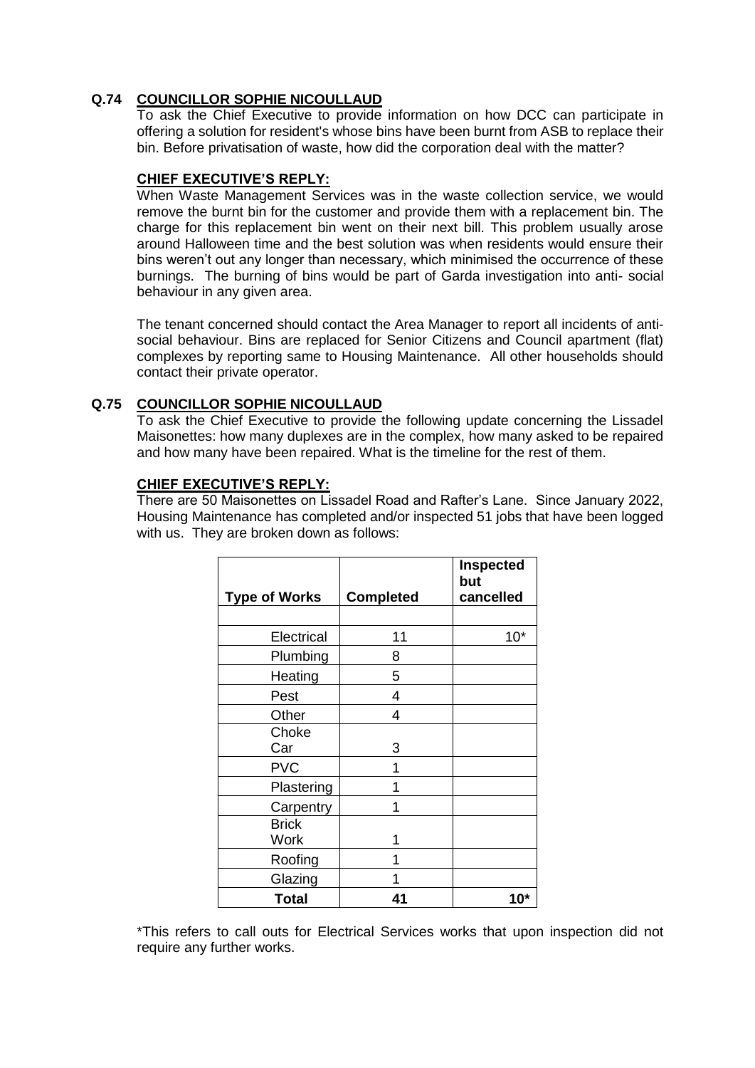## Q.74 COUNCILLOR SOPHIE NICOULLAUD

To ask the Chief Executive to provide information on how DCC can participate in offering a solution for resident's whose bins have been burnt from ASB to replace their bin. Before privatisation of waste, how did the corporation deal with the matter?

**CHIEF EXECUTIVE'S REPLY:**

When Waste Management Services was in the waste collection service, we would remove the burnt bin for the customer and provide them with a replacement bin. The charge for this replacement bin went on their next bill. This problem usually arose around Halloween time and the best solution was when residents would ensure their bins weren't out any longer than necessary, which minimised the occurrence of these burnings. The burning of bins would be part of Garda investigation into anti- social behaviour in any given area.

The tenant concerned should contact the Area Manager to report all incidents of anti-social behaviour. Bins are replaced for Senior Citizens and Council apartment (flat) complexes by reporting same to Housing Maintenance. All other households should contact their private operator.

## Q.75 COUNCILLOR SOPHIE NICOULLAUD

To ask the Chief Executive to provide the following update concerning the Lissadel Maisonettes: how many duplexes are in the complex, how many asked to be repaired and how many have been repaired. What is the timeline for the rest of them.

**CHIEF EXECUTIVE'S REPLY:**

There are 50 Maisonettes on Lissadel Road and Rafter's Lane. Since January 2022, Housing Maintenance has completed and/or inspected 51 jobs that have been logged with us. They are broken down as follows:

| Type of Works | Completed | Inspected but cancelled |
|---|---|---|
| | | |
| Electrical | 11 | 10* |
| Plumbing | 8 | |
| Heating | 5 | |
| Pest | 4 | |
| Other | 4 | |
| Choke Car | 3 | |
| PVC | 1 | |
| Plastering | 1 | |
| Carpentry | 1 | |
| Brick Work | 1 | |
| Roofing | 1 | |
| Glazing | 1 | |
| **Total** | **41** | **10*** |

*This refers to call outs for Electrical Services works that upon inspection did not require any further works.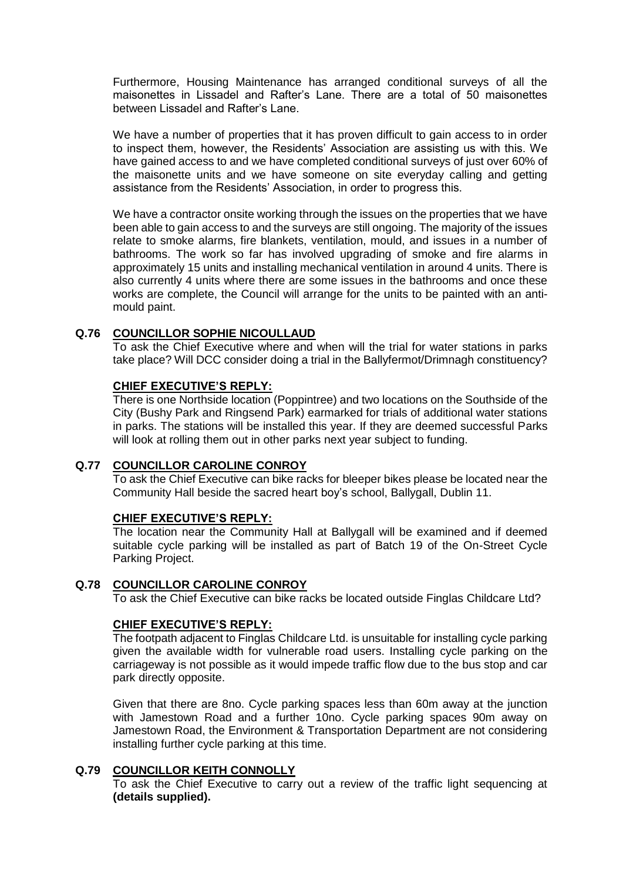Furthermore, Housing Maintenance has arranged conditional surveys of all the maisonettes in Lissadel and Rafter's Lane. There are a total of 50 maisonettes between Lissadel and Rafter's Lane.

We have a number of properties that it has proven difficult to gain access to in order to inspect them, however, the Residents' Association are assisting us with this. We have gained access to and we have completed conditional surveys of just over 60% of the maisonette units and we have someone on site everyday calling and getting assistance from the Residents' Association, in order to progress this.

We have a contractor onsite working through the issues on the properties that we have been able to gain access to and the surveys are still ongoing. The majority of the issues relate to smoke alarms, fire blankets, ventilation, mould, and issues in a number of bathrooms. The work so far has involved upgrading of smoke and fire alarms in approximately 15 units and installing mechanical ventilation in around 4 units. There is also currently 4 units where there are some issues in the bathrooms and once these works are complete, the Council will arrange for the units to be painted with an anti-mould paint.

**Q.76 COUNCILLOR SOPHIE NICOULLAUD**

To ask the Chief Executive where and when will the trial for water stations in parks take place? Will DCC consider doing a trial in the Ballyfermot/Drimnagh constituency?

**CHIEF EXECUTIVE'S REPLY:**

There is one Northside location (Poppintree) and two locations on the Southside of the City (Bushy Park and Ringsend Park) earmarked for trials of additional water stations in parks. The stations will be installed this year. If they are deemed successful Parks will look at rolling them out in other parks next year subject to funding.

**Q.77 COUNCILLOR CAROLINE CONROY**

To ask the Chief Executive can bike racks for bleeper bikes please be located near the Community Hall beside the sacred heart boy's school, Ballygall, Dublin 11.

**CHIEF EXECUTIVE'S REPLY:**

The location near the Community Hall at Ballygall will be examined and if deemed suitable cycle parking will be installed as part of Batch 19 of the On-Street Cycle Parking Project.

**Q.78 COUNCILLOR CAROLINE CONROY**

To ask the Chief Executive can bike racks be located outside Finglas Childcare Ltd?

**CHIEF EXECUTIVE'S REPLY:**

The footpath adjacent to Finglas Childcare Ltd. is unsuitable for installing cycle parking given the available width for vulnerable road users. Installing cycle parking on the carriageway is not possible as it would impede traffic flow due to the bus stop and car park directly opposite.

Given that there are 8no. Cycle parking spaces less than 60m away at the junction with Jamestown Road and a further 10no. Cycle parking spaces 90m away on Jamestown Road, the Environment & Transportation Department are not considering installing further cycle parking at this time.

**Q.79 COUNCILLOR KEITH CONNOLLY**

To ask the Chief Executive to carry out a review of the traffic light sequencing at **(details supplied).**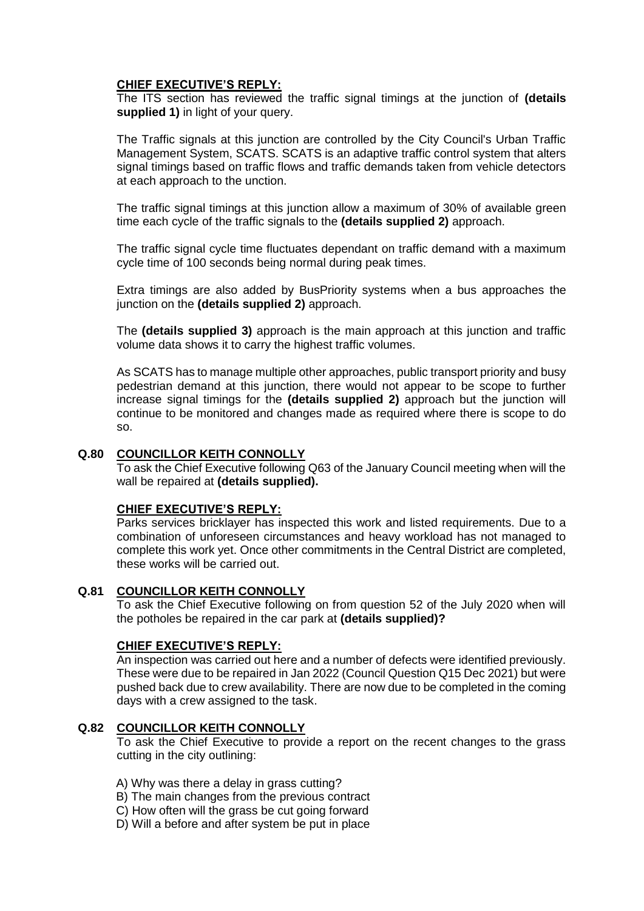**CHIEF EXECUTIVE'S REPLY:**

The ITS section has reviewed the traffic signal timings at the junction of **(details supplied 1)** in light of your query.

The Traffic signals at this junction are controlled by the City Council's Urban Traffic Management System, SCATS. SCATS is an adaptive traffic control system that alters signal timings based on traffic flows and traffic demands taken from vehicle detectors at each approach to the unction.

The traffic signal timings at this junction allow a maximum of 30% of available green time each cycle of the traffic signals to the **(details supplied 2)** approach.

The traffic signal cycle time fluctuates dependant on traffic demand with a maximum cycle time of 100 seconds being normal during peak times.

Extra timings are also added by BusPriority systems when a bus approaches the junction on the **(details supplied 2)** approach.

The **(details supplied 3)** approach is the main approach at this junction and traffic volume data shows it to carry the highest traffic volumes.

As SCATS has to manage multiple other approaches, public transport priority and busy pedestrian demand at this junction, there would not appear to be scope to further increase signal timings for the **(details supplied 2)** approach but the junction will continue to be monitored and changes made as required where there is scope to do so.

**Q.80 COUNCILLOR KEITH CONNOLLY**

To ask the Chief Executive following Q63 of the January Council meeting when will the wall be repaired at **(details supplied).**

**CHIEF EXECUTIVE'S REPLY:**

Parks services bricklayer has inspected this work and listed requirements. Due to a combination of unforeseen circumstances and heavy workload has not managed to complete this work yet. Once other commitments in the Central District are completed, these works will be carried out.

**Q.81 COUNCILLOR KEITH CONNOLLY**

To ask the Chief Executive following on from question 52 of the July 2020 when will the potholes be repaired in the car park at **(details supplied)?**

**CHIEF EXECUTIVE'S REPLY:**

An inspection was carried out here and a number of defects were identified previously. These were due to be repaired in Jan 2022 (Council Question Q15 Dec 2021) but were pushed back due to crew availability. There are now due to be completed in the coming days with a crew assigned to the task.

**Q.82 COUNCILLOR KEITH CONNOLLY**

To ask the Chief Executive to provide a report on the recent changes to the grass cutting in the city outlining:

A) Why was there a delay in grass cutting?
B) The main changes from the previous contract
C) How often will the grass be cut going forward
D) Will a before and after system be put in place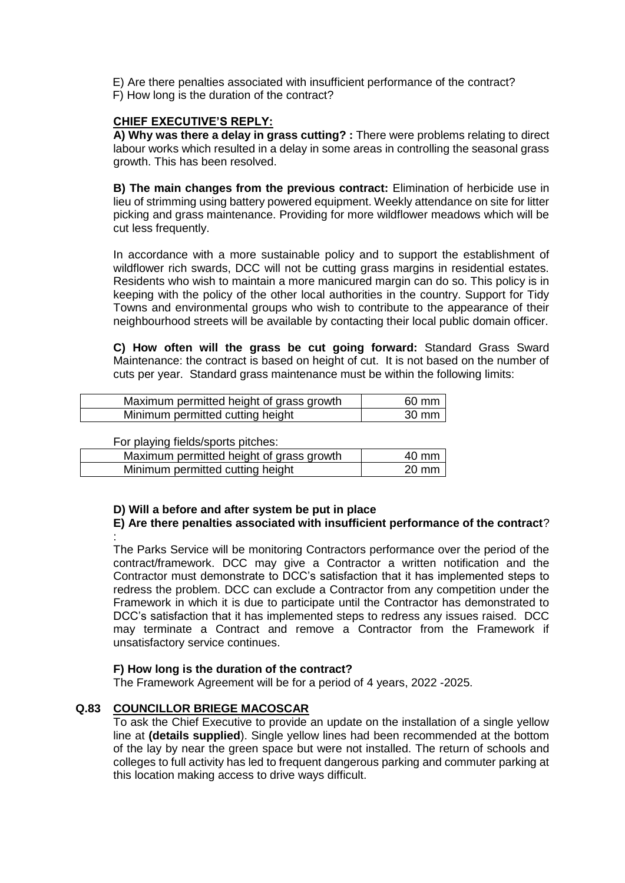E) Are there penalties associated with insufficient performance of the contract?
F) How long is the duration of the contract?

**CHIEF EXECUTIVE'S REPLY:**

**A) Why was there a delay in grass cutting? :** There were problems relating to direct labour works which resulted in a delay in some areas in controlling the seasonal grass growth. This has been resolved.

**B) The main changes from the previous contract:** Elimination of herbicide use in lieu of strimming using battery powered equipment. Weekly attendance on site for litter picking and grass maintenance. Providing for more wildflower meadows which will be cut less frequently.

In accordance with a more sustainable policy and to support the establishment of wildflower rich swards, DCC will not be cutting grass margins in residential estates. Residents who wish to maintain a more manicured margin can do so. This policy is in keeping with the policy of the other local authorities in the country. Support for Tidy Towns and environmental groups who wish to contribute to the appearance of their neighbourhood streets will be available by contacting their local public domain officer.

**C) How often will the grass be cut going forward:** Standard Grass Sward Maintenance: the contract is based on height of cut. It is not based on the number of cuts per year. Standard grass maintenance must be within the following limits:

| | |
|---|---|
| Maximum permitted height of grass growth | 60 mm |
| Minimum permitted cutting height | 30 mm |

For playing fields/sports pitches:

| | |
|---|---|
| Maximum permitted height of grass growth | 40 mm |
| Minimum permitted cutting height | 20 mm |

**D) Will a before and after system be put in place**
**E) Are there penalties associated with insufficient performance of the contract**?
:
The Parks Service will be monitoring Contractors performance over the period of the contract/framework. DCC may give a Contractor a written notification and the Contractor must demonstrate to DCC's satisfaction that it has implemented steps to redress the problem. DCC can exclude a Contractor from any competition under the Framework in which it is due to participate until the Contractor has demonstrated to DCC's satisfaction that it has implemented steps to redress any issues raised. DCC may terminate a Contract and remove a Contractor from the Framework if unsatisfactory service continues.

**F) How long is the duration of the contract?**
The Framework Agreement will be for a period of 4 years, 2022 -2025.

**Q.83 COUNCILLOR BRIEGE MACOSCAR**

To ask the Chief Executive to provide an update on the installation of a single yellow line at **(details supplied**). Single yellow lines had been recommended at the bottom of the lay by near the green space but were not installed. The return of schools and colleges to full activity has led to frequent dangerous parking and commuter parking at this location making access to drive ways difficult.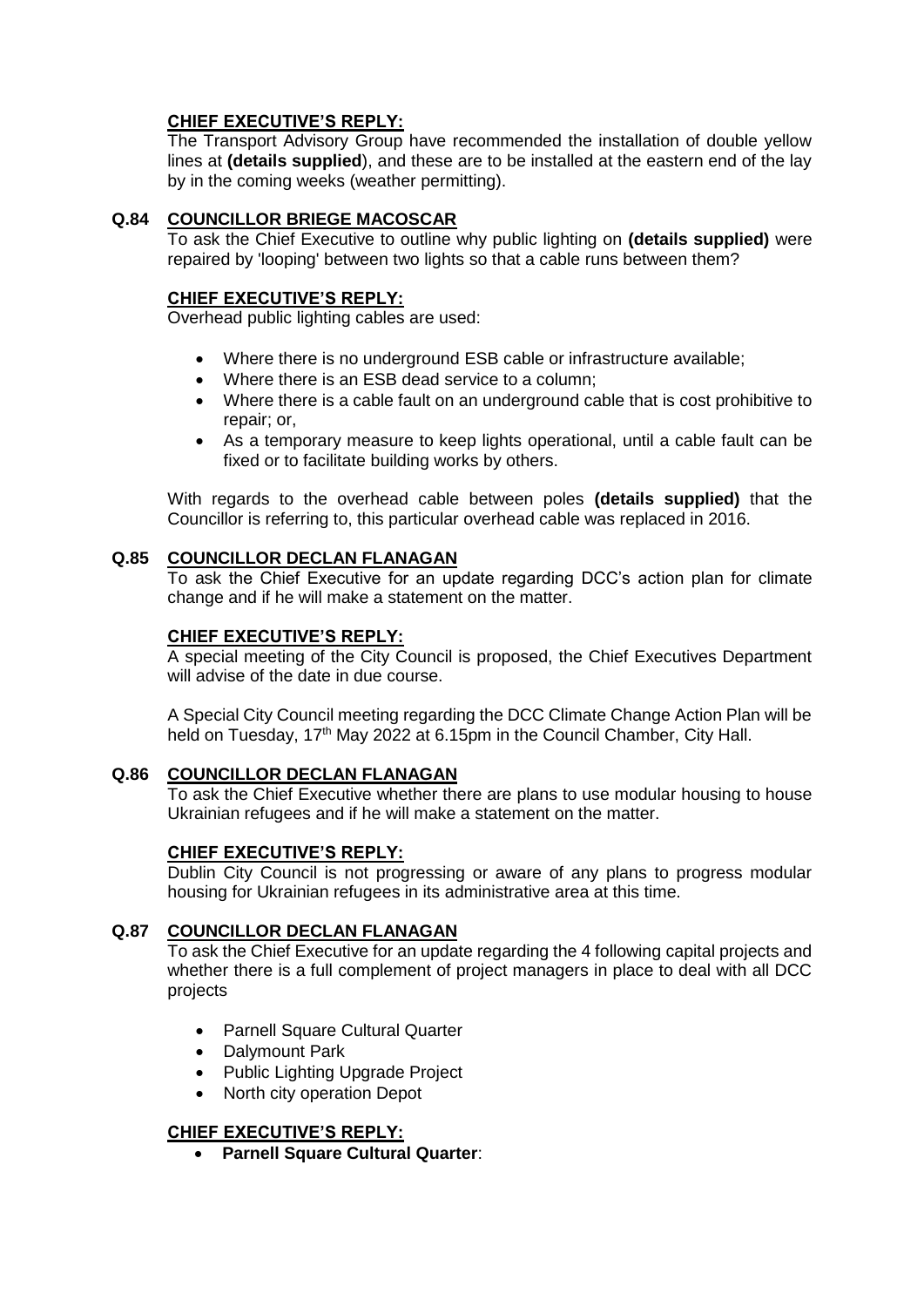**CHIEF EXECUTIVE'S REPLY:**

The Transport Advisory Group have recommended the installation of double yellow lines at **(details supplied**), and these are to be installed at the eastern end of the lay by in the coming weeks (weather permitting).

### Q.84 COUNCILLOR BRIEGE MACOSCAR

To ask the Chief Executive to outline why public lighting on **(details supplied)** were repaired by 'looping' between two lights so that a cable runs between them?

**CHIEF EXECUTIVE'S REPLY:**

Overhead public lighting cables are used:

- Where there is no underground ESB cable or infrastructure available;
- Where there is an ESB dead service to a column;
- Where there is a cable fault on an underground cable that is cost prohibitive to repair; or,
- As a temporary measure to keep lights operational, until a cable fault can be fixed or to facilitate building works by others.

With regards to the overhead cable between poles **(details supplied)** that the Councillor is referring to, this particular overhead cable was replaced in 2016.

### Q.85 COUNCILLOR DECLAN FLANAGAN

To ask the Chief Executive for an update regarding DCC's action plan for climate change and if he will make a statement on the matter.

**CHIEF EXECUTIVE'S REPLY:**

A special meeting of the City Council is proposed, the Chief Executives Department will advise of the date in due course.

A Special City Council meeting regarding the DCC Climate Change Action Plan will be held on Tuesday, 17th May 2022 at 6.15pm in the Council Chamber, City Hall.

### Q.86 COUNCILLOR DECLAN FLANAGAN

To ask the Chief Executive whether there are plans to use modular housing to house Ukrainian refugees and if he will make a statement on the matter.

**CHIEF EXECUTIVE'S REPLY:**

Dublin City Council is not progressing or aware of any plans to progress modular housing for Ukrainian refugees in its administrative area at this time.

### Q.87 COUNCILLOR DECLAN FLANAGAN

To ask the Chief Executive for an update regarding the 4 following capital projects and whether there is a full complement of project managers in place to deal with all DCC projects

- Parnell Square Cultural Quarter
- Dalymount Park
- Public Lighting Upgrade Project
- North city operation Depot

**CHIEF EXECUTIVE'S REPLY:**

- **Parnell Square Cultural Quarter**: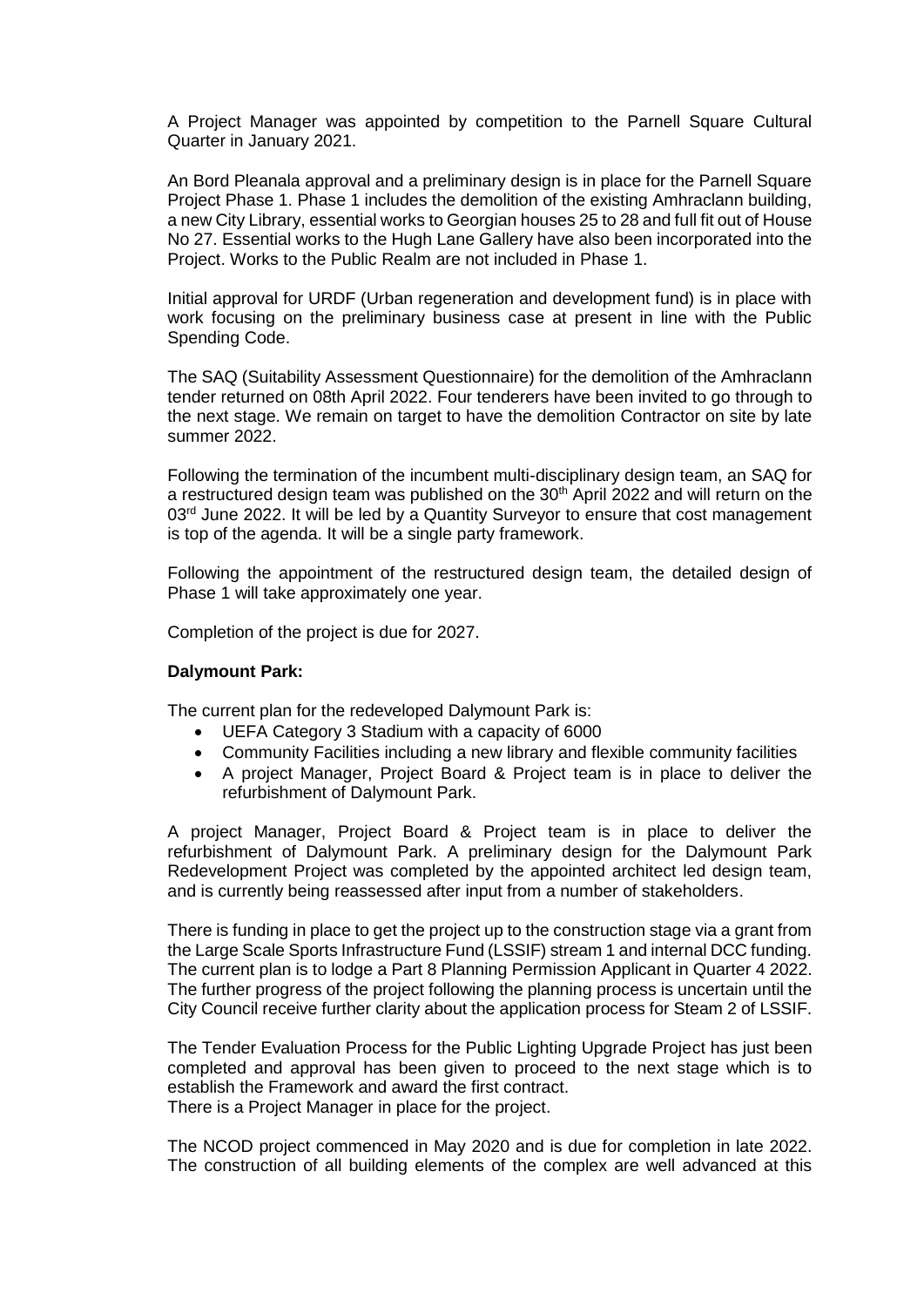A Project Manager was appointed by competition to the Parnell Square Cultural Quarter in January 2021.

An Bord Pleanala approval and a preliminary design is in place for the Parnell Square Project Phase 1. Phase 1 includes the demolition of the existing Amhraclann building, a new City Library, essential works to Georgian houses 25 to 28 and full fit out of House No 27. Essential works to the Hugh Lane Gallery have also been incorporated into the Project. Works to the Public Realm are not included in Phase 1.

Initial approval for URDF (Urban regeneration and development fund) is in place with work focusing on the preliminary business case at present in line with the Public Spending Code.

The SAQ (Suitability Assessment Questionnaire) for the demolition of the Amhraclann tender returned on 08th April 2022. Four tenderers have been invited to go through to the next stage. We remain on target to have the demolition Contractor on site by late summer 2022.

Following the termination of the incumbent multi-disciplinary design team, an SAQ for a restructured design team was published on the 30th April 2022 and will return on the 03rd June 2022. It will be led by a Quantity Surveyor to ensure that cost management is top of the agenda. It will be a single party framework.

Following the appointment of the restructured design team, the detailed design of Phase 1 will take approximately one year.

Completion of the project is due for 2027.

**Dalymount Park:**

The current plan for the redeveloped Dalymount Park is:

- UEFA Category 3 Stadium with a capacity of 6000
- Community Facilities including a new library and flexible community facilities
- A project Manager, Project Board & Project team is in place to deliver the refurbishment of Dalymount Park.

A project Manager, Project Board & Project team is in place to deliver the refurbishment of Dalymount Park. A preliminary design for the Dalymount Park Redevelopment Project was completed by the appointed architect led design team, and is currently being reassessed after input from a number of stakeholders.

There is funding in place to get the project up to the construction stage via a grant from the Large Scale Sports Infrastructure Fund (LSSIF) stream 1 and internal DCC funding. The current plan is to lodge a Part 8 Planning Permission Applicant in Quarter 4 2022. The further progress of the project following the planning process is uncertain until the City Council receive further clarity about the application process for Steam 2 of LSSIF.

The Tender Evaluation Process for the Public Lighting Upgrade Project has just been completed and approval has been given to proceed to the next stage which is to establish the Framework and award the first contract.
There is a Project Manager in place for the project.

The NCOD project commenced in May 2020 and is due for completion in late 2022. The construction of all building elements of the complex are well advanced at this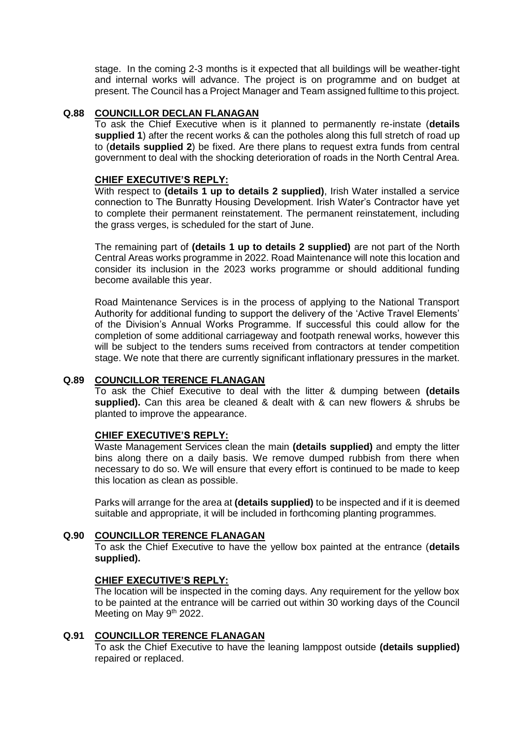stage. In the coming 2-3 months is it expected that all buildings will be weather-tight and internal works will advance. The project is on programme and on budget at present. The Council has a Project Manager and Team assigned fulltime to this project.

**Q.88 COUNCILLOR DECLAN FLANAGAN**

To ask the Chief Executive when is it planned to permanently re-instate (**details supplied 1**) after the recent works & can the potholes along this full stretch of road up to (**details supplied 2**) be fixed. Are there plans to request extra funds from central government to deal with the shocking deterioration of roads in the North Central Area.

**CHIEF EXECUTIVE'S REPLY:**

With respect to **(details 1 up to details 2 supplied)**, Irish Water installed a service connection to The Bunratty Housing Development. Irish Water's Contractor have yet to complete their permanent reinstatement. The permanent reinstatement, including the grass verges, is scheduled for the start of June.

The remaining part of **(details 1 up to details 2 supplied)** are not part of the North Central Areas works programme in 2022. Road Maintenance will note this location and consider its inclusion in the 2023 works programme or should additional funding become available this year.

Road Maintenance Services is in the process of applying to the National Transport Authority for additional funding to support the delivery of the 'Active Travel Elements' of the Division's Annual Works Programme. If successful this could allow for the completion of some additional carriageway and footpath renewal works, however this will be subject to the tenders sums received from contractors at tender competition stage. We note that there are currently significant inflationary pressures in the market.

**Q.89 COUNCILLOR TERENCE FLANAGAN**

To ask the Chief Executive to deal with the litter & dumping between **(details supplied).** Can this area be cleaned & dealt with & can new flowers & shrubs be planted to improve the appearance.

**CHIEF EXECUTIVE'S REPLY:**

Waste Management Services clean the main **(details supplied)** and empty the litter bins along there on a daily basis. We remove dumped rubbish from there when necessary to do so. We will ensure that every effort is continued to be made to keep this location as clean as possible.

Parks will arrange for the area at **(details supplied)** to be inspected and if it is deemed suitable and appropriate, it will be included in forthcoming planting programmes.

**Q.90 COUNCILLOR TERENCE FLANAGAN**

To ask the Chief Executive to have the yellow box painted at the entrance (**details supplied).**

**CHIEF EXECUTIVE'S REPLY:**

The location will be inspected in the coming days. Any requirement for the yellow box to be painted at the entrance will be carried out within 30 working days of the Council Meeting on May 9th 2022.

**Q.91 COUNCILLOR TERENCE FLANAGAN**

To ask the Chief Executive to have the leaning lamppost outside **(details supplied)** repaired or replaced.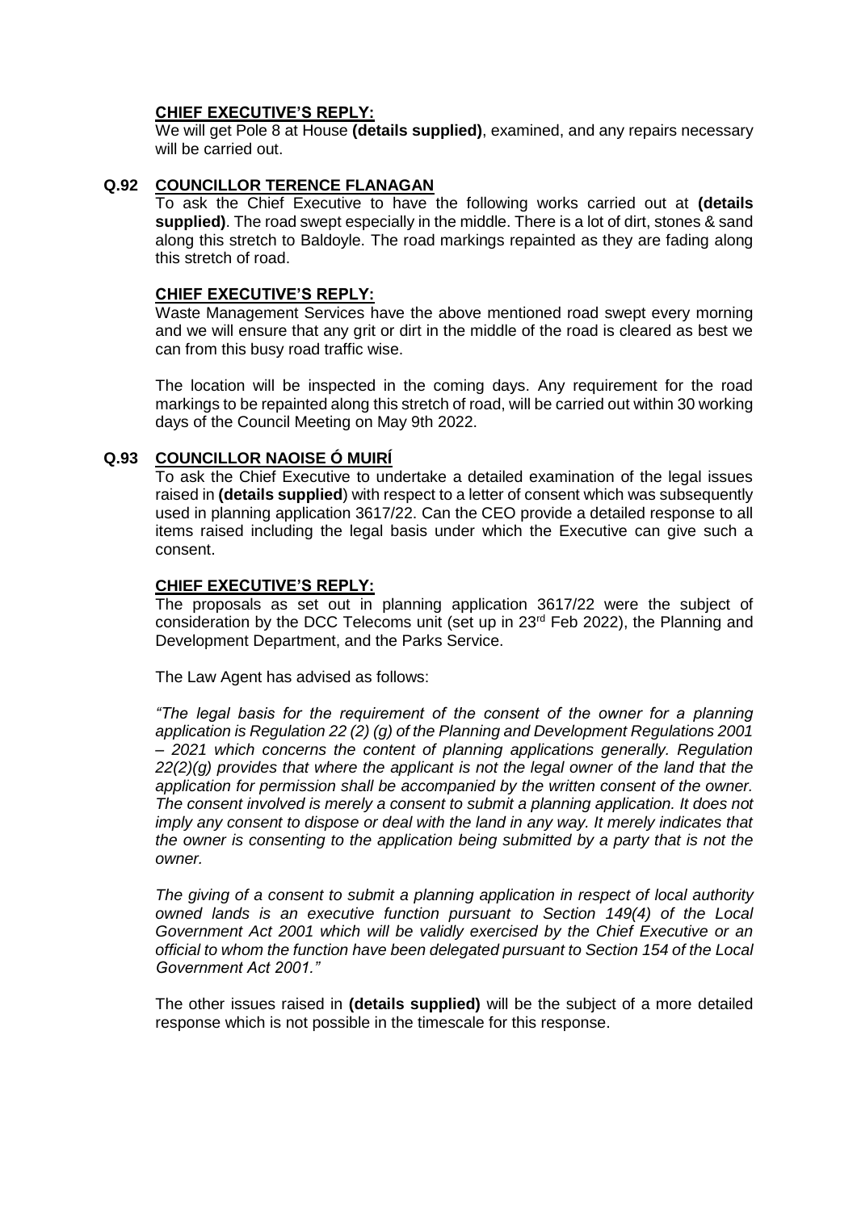**CHIEF EXECUTIVE'S REPLY:**

We will get Pole 8 at House **(details supplied)**, examined, and any repairs necessary will be carried out.

**Q.92 COUNCILLOR TERENCE FLANAGAN**

To ask the Chief Executive to have the following works carried out at **(details supplied)**. The road swept especially in the middle. There is a lot of dirt, stones & sand along this stretch to Baldoyle. The road markings repainted as they are fading along this stretch of road.

**CHIEF EXECUTIVE'S REPLY:**

Waste Management Services have the above mentioned road swept every morning and we will ensure that any grit or dirt in the middle of the road is cleared as best we can from this busy road traffic wise.

The location will be inspected in the coming days. Any requirement for the road markings to be repainted along this stretch of road, will be carried out within 30 working days of the Council Meeting on May 9th 2022.

**Q.93 COUNCILLOR NAOISE Ó MUIRÍ**

To ask the Chief Executive to undertake a detailed examination of the legal issues raised in **(details supplied**) with respect to a letter of consent which was subsequently used in planning application 3617/22. Can the CEO provide a detailed response to all items raised including the legal basis under which the Executive can give such a consent.

**CHIEF EXECUTIVE'S REPLY:**

The proposals as set out in planning application 3617/22 were the subject of consideration by the DCC Telecoms unit (set up in 23rd Feb 2022), the Planning and Development Department, and the Parks Service.

The Law Agent has advised as follows:

*"The legal basis for the requirement of the consent of the owner for a planning application is Regulation 22 (2) (g) of the Planning and Development Regulations 2001 – 2021 which concerns the content of planning applications generally. Regulation 22(2)(g) provides that where the applicant is not the legal owner of the land that the application for permission shall be accompanied by the written consent of the owner. The consent involved is merely a consent to submit a planning application. It does not imply any consent to dispose or deal with the land in any way. It merely indicates that the owner is consenting to the application being submitted by a party that is not the owner.*

*The giving of a consent to submit a planning application in respect of local authority owned lands is an executive function pursuant to Section 149(4) of the Local Government Act 2001 which will be validly exercised by the Chief Executive or an official to whom the function have been delegated pursuant to Section 154 of the Local Government Act 2001."*

The other issues raised in **(details supplied)** will be the subject of a more detailed response which is not possible in the timescale for this response.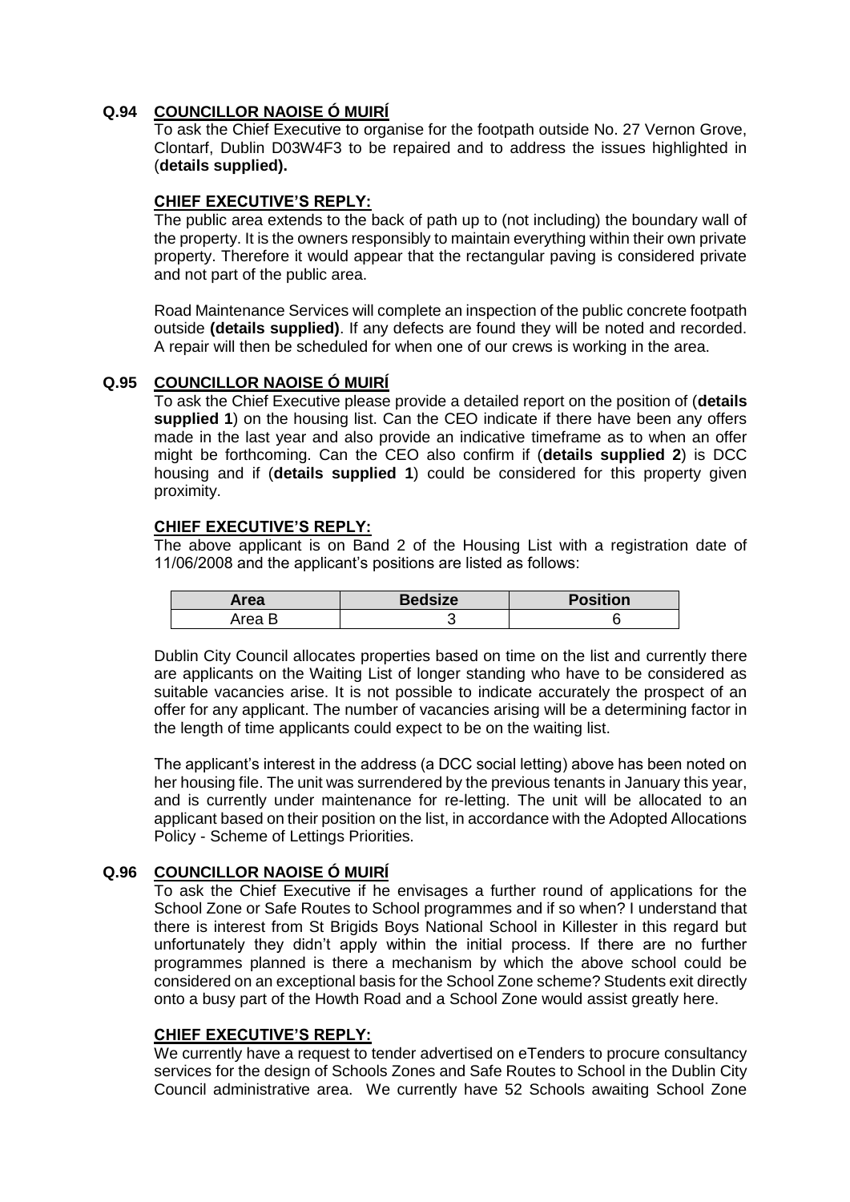**Q.94 COUNCILLOR NAOISE Ó MUIRÍ**

To ask the Chief Executive to organise for the footpath outside No. 27 Vernon Grove, Clontarf, Dublin D03W4F3 to be repaired and to address the issues highlighted in (**details supplied).**

**CHIEF EXECUTIVE'S REPLY:**

The public area extends to the back of path up to (not including) the boundary wall of the property. It is the owners responsibly to maintain everything within their own private property. Therefore it would appear that the rectangular paving is considered private and not part of the public area.

Road Maintenance Services will complete an inspection of the public concrete footpath outside **(details supplied)**. If any defects are found they will be noted and recorded. A repair will then be scheduled for when one of our crews is working in the area.

**Q.95 COUNCILLOR NAOISE Ó MUIRÍ**

To ask the Chief Executive please provide a detailed report on the position of (**details supplied 1**) on the housing list. Can the CEO indicate if there have been any offers made in the last year and also provide an indicative timeframe as to when an offer might be forthcoming. Can the CEO also confirm if (**details supplied 2**) is DCC housing and if (**details supplied 1**) could be considered for this property given proximity.

**CHIEF EXECUTIVE'S REPLY:**

The above applicant is on Band 2 of the Housing List with a registration date of 11/06/2008 and the applicant's positions are listed as follows:

| Area | Bedsize | Position |
|---|---|---|
| Area B | 3 | 6 |

Dublin City Council allocates properties based on time on the list and currently there are applicants on the Waiting List of longer standing who have to be considered as suitable vacancies arise. It is not possible to indicate accurately the prospect of an offer for any applicant. The number of vacancies arising will be a determining factor in the length of time applicants could expect to be on the waiting list.

The applicant's interest in the address (a DCC social letting) above has been noted on her housing file. The unit was surrendered by the previous tenants in January this year, and is currently under maintenance for re-letting. The unit will be allocated to an applicant based on their position on the list, in accordance with the Adopted Allocations Policy - Scheme of Lettings Priorities.

**Q.96 COUNCILLOR NAOISE Ó MUIRÍ**

To ask the Chief Executive if he envisages a further round of applications for the School Zone or Safe Routes to School programmes and if so when? I understand that there is interest from St Brigids Boys National School in Killester in this regard but unfortunately they didn't apply within the initial process. If there are no further programmes planned is there a mechanism by which the above school could be considered on an exceptional basis for the School Zone scheme? Students exit directly onto a busy part of the Howth Road and a School Zone would assist greatly here.

**CHIEF EXECUTIVE'S REPLY:**

We currently have a request to tender advertised on eTenders to procure consultancy services for the design of Schools Zones and Safe Routes to School in the Dublin City Council administrative area. We currently have 52 Schools awaiting School Zone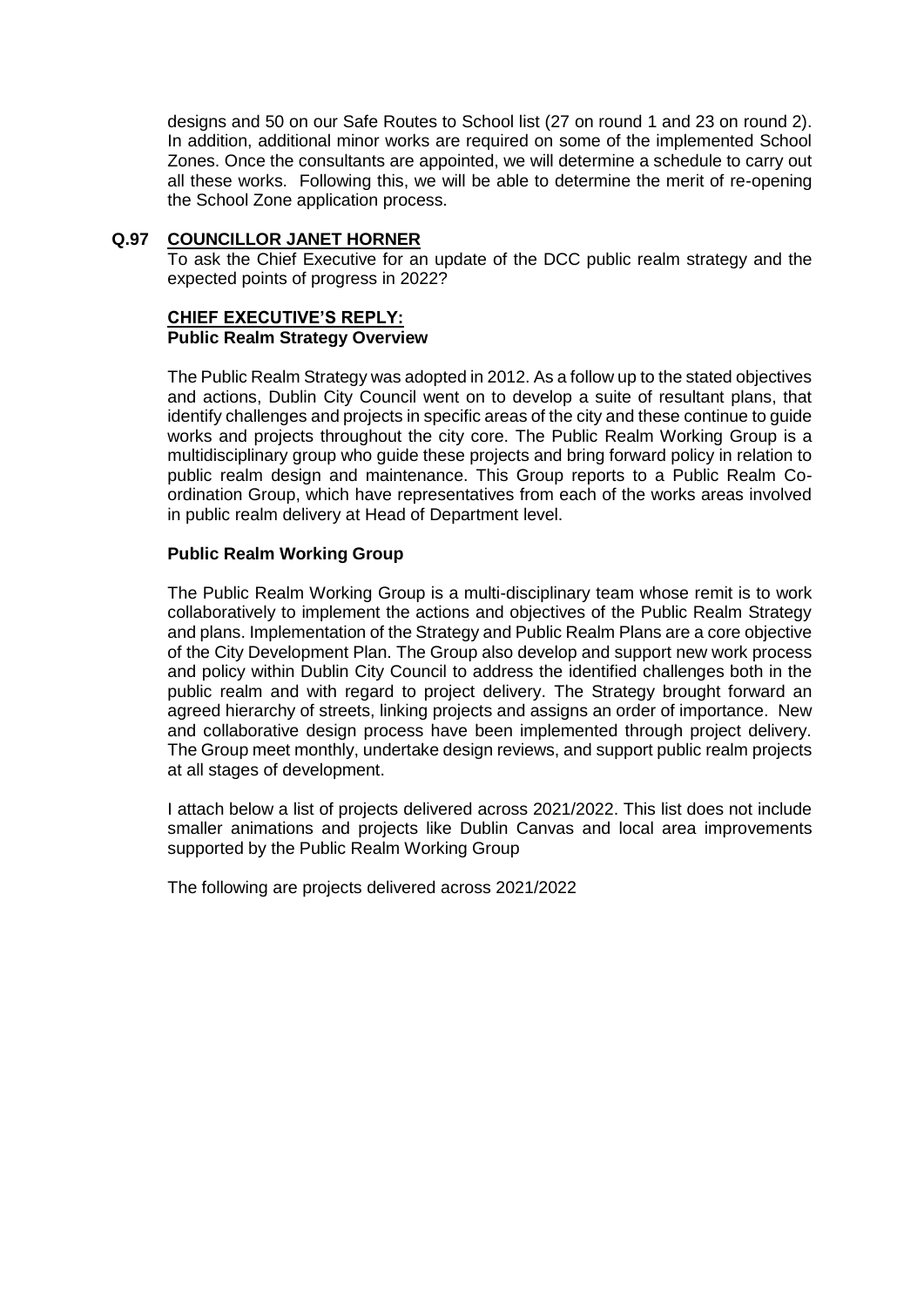designs and 50 on our Safe Routes to School list (27 on round 1 and 23 on round 2). In addition, additional minor works are required on some of the implemented School Zones. Once the consultants are appointed, we will determine a schedule to carry out all these works. Following this, we will be able to determine the merit of re-opening the School Zone application process.

**Q.97 COUNCILLOR JANET HORNER**

To ask the Chief Executive for an update of the DCC public realm strategy and the expected points of progress in 2022?

**CHIEF EXECUTIVE'S REPLY:**

**Public Realm Strategy Overview**

The Public Realm Strategy was adopted in 2012. As a follow up to the stated objectives and actions, Dublin City Council went on to develop a suite of resultant plans, that identify challenges and projects in specific areas of the city and these continue to guide works and projects throughout the city core. The Public Realm Working Group is a multidisciplinary group who guide these projects and bring forward policy in relation to public realm design and maintenance. This Group reports to a Public Realm Co-ordination Group, which have representatives from each of the works areas involved in public realm delivery at Head of Department level.

**Public Realm Working Group**

The Public Realm Working Group is a multi-disciplinary team whose remit is to work collaboratively to implement the actions and objectives of the Public Realm Strategy and plans. Implementation of the Strategy and Public Realm Plans are a core objective of the City Development Plan. The Group also develop and support new work process and policy within Dublin City Council to address the identified challenges both in the public realm and with regard to project delivery. The Strategy brought forward an agreed hierarchy of streets, linking projects and assigns an order of importance. New and collaborative design process have been implemented through project delivery. The Group meet monthly, undertake design reviews, and support public realm projects at all stages of development.

I attach below a list of projects delivered across 2021/2022. This list does not include smaller animations and projects like Dublin Canvas and local area improvements supported by the Public Realm Working Group

The following are projects delivered across 2021/2022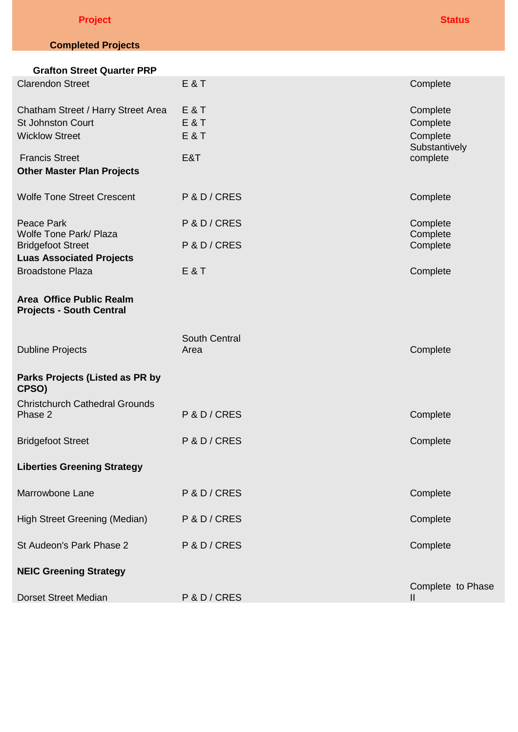| Project | | Status |
|---|---|---|
| **Completed Projects** | | |
| **Grafton Street Quarter PRP** | | |
| Clarendon Street | E & T | Complete |
| Chatham Street / Harry Street Area | E & T | Complete |
| St Johnston Court | E & T | Complete |
| Wicklow Street | E & T | Complete |
| Francis Street | E&T | Substantively complete |
| **Other Master Plan Projects** | | |
| Wolfe Tone Street Crescent | P & D / CRES | Complete |
| Peace Park | P & D / CRES | Complete |
| Wolfe Tone Park/ Plaza | | Complete |
| Bridgefoot Street | P & D / CRES | Complete |
| **Luas Associated Projects** | | |
| Broadstone Plaza | E & T | Complete |
| **Area Office Public Realm Projects - South Central** | | |
| Dubline Projects | South Central Area | Complete |
| **Parks Projects (Listed as PR by CPSO)** | | |
| Christchurch Cathedral Grounds Phase 2 | P & D / CRES | Complete |
| Bridgefoot Street | P & D / CRES | Complete |
| **Liberties Greening Strategy** | | |
| Marrowbone Lane | P & D / CRES | Complete |
| High Street Greening (Median) | P & D / CRES | Complete |
| St Audeon's Park Phase 2 | P & D / CRES | Complete |
| **NEIC Greening Strategy** | | |
| Dorset Street Median | P & D / CRES | Complete to Phase II |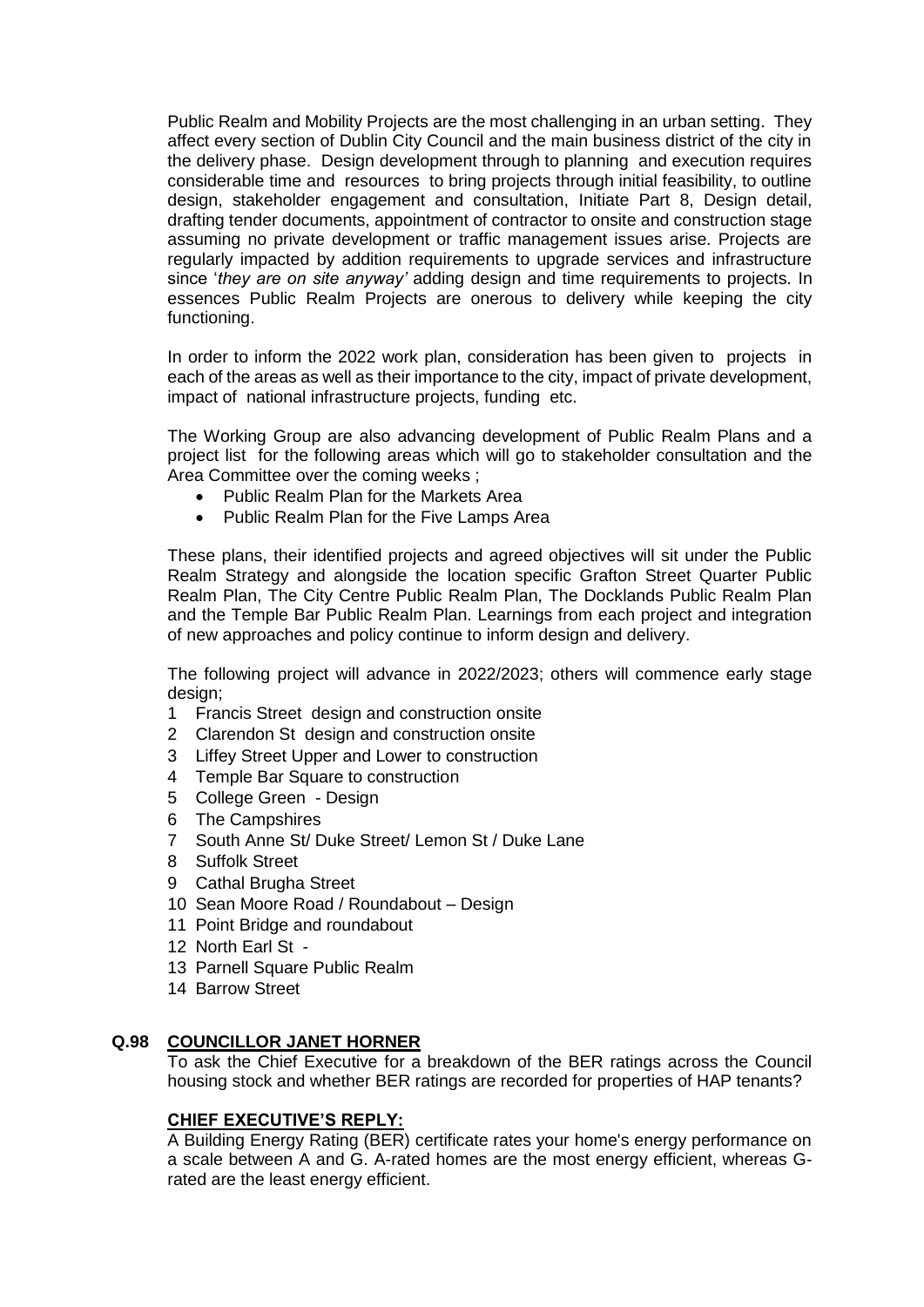Public Realm and Mobility Projects are the most challenging in an urban setting. They affect every section of Dublin City Council and the main business district of the city in the delivery phase. Design development through to planning and execution requires considerable time and resources to bring projects through initial feasibility, to outline design, stakeholder engagement and consultation, Initiate Part 8, Design detail, drafting tender documents, appointment of contractor to onsite and construction stage assuming no private development or traffic management issues arise. Projects are regularly impacted by addition requirements to upgrade services and infrastructure since '*they are on site anyway'* adding design and time requirements to projects. In essences Public Realm Projects are onerous to delivery while keeping the city functioning.

In order to inform the 2022 work plan, consideration has been given to projects in each of the areas as well as their importance to the city, impact of private development, impact of national infrastructure projects, funding etc.

The Working Group are also advancing development of Public Realm Plans and a project list for the following areas which will go to stakeholder consultation and the Area Committee over the coming weeks ;

- Public Realm Plan for the Markets Area
- Public Realm Plan for the Five Lamps Area

These plans, their identified projects and agreed objectives will sit under the Public Realm Strategy and alongside the location specific Grafton Street Quarter Public Realm Plan, The City Centre Public Realm Plan, The Docklands Public Realm Plan and the Temple Bar Public Realm Plan. Learnings from each project and integration of new approaches and policy continue to inform design and delivery.

The following project will advance in 2022/2023; others will commence early stage design;

1. Francis Street design and construction onsite
2. Clarendon St design and construction onsite
3. Liffey Street Upper and Lower to construction
4. Temple Bar Square to construction
5. College Green - Design
6. The Campshires
7. South Anne St/ Duke Street/ Lemon St / Duke Lane
8. Suffolk Street
9. Cathal Brugha Street
10. Sean Moore Road / Roundabout – Design
11. Point Bridge and roundabout
12. North Earl St -
13. Parnell Square Public Realm
14. Barrow Street

## Q.98 COUNCILLOR JANET HORNER

To ask the Chief Executive for a breakdown of the BER ratings across the Council housing stock and whether BER ratings are recorded for properties of HAP tenants?

### CHIEF EXECUTIVE'S REPLY:

A Building Energy Rating (BER) certificate rates your home's energy performance on a scale between A and G. A-rated homes are the most energy efficient, whereas G-rated are the least energy efficient.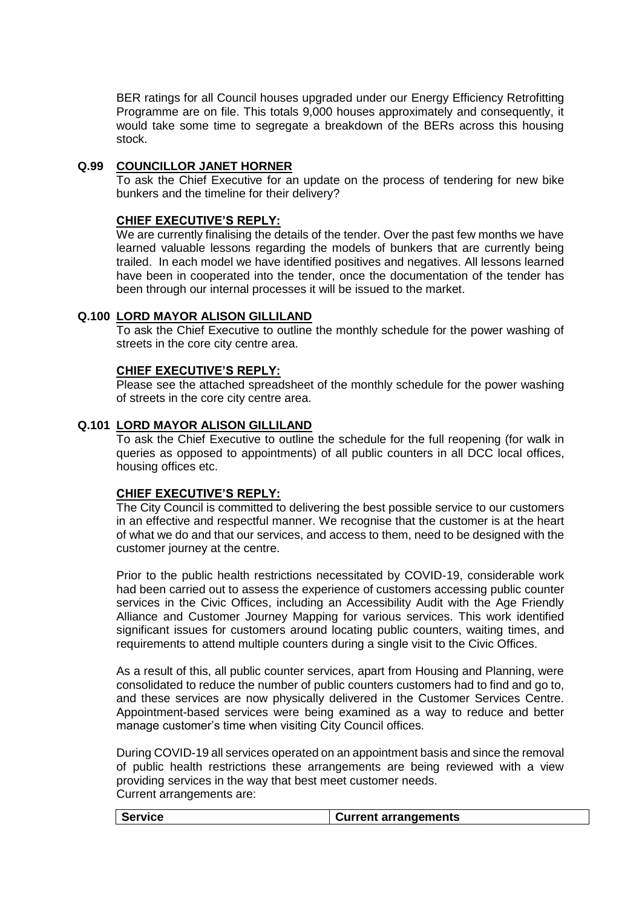BER ratings for all Council houses upgraded under our Energy Efficiency Retrofitting Programme are on file. This totals 9,000 houses approximately and consequently, it would take some time to segregate a breakdown of the BERs across this housing stock.

**Q.99 COUNCILLOR JANET HORNER**

To ask the Chief Executive for an update on the process of tendering for new bike bunkers and the timeline for their delivery?

**CHIEF EXECUTIVE'S REPLY:**

We are currently finalising the details of the tender. Over the past few months we have learned valuable lessons regarding the models of bunkers that are currently being trailed. In each model we have identified positives and negatives. All lessons learned have been in cooperated into the tender, once the documentation of the tender has been through our internal processes it will be issued to the market.

**Q.100 LORD MAYOR ALISON GILLILAND**

To ask the Chief Executive to outline the monthly schedule for the power washing of streets in the core city centre area.

**CHIEF EXECUTIVE'S REPLY:**

Please see the attached spreadsheet of the monthly schedule for the power washing of streets in the core city centre area.

**Q.101 LORD MAYOR ALISON GILLILAND**

To ask the Chief Executive to outline the schedule for the full reopening (for walk in queries as opposed to appointments) of all public counters in all DCC local offices, housing offices etc.

**CHIEF EXECUTIVE'S REPLY:**

The City Council is committed to delivering the best possible service to our customers in an effective and respectful manner. We recognise that the customer is at the heart of what we do and that our services, and access to them, need to be designed with the customer journey at the centre.

Prior to the public health restrictions necessitated by COVID-19, considerable work had been carried out to assess the experience of customers accessing public counter services in the Civic Offices, including an Accessibility Audit with the Age Friendly Alliance and Customer Journey Mapping for various services. This work identified significant issues for customers around locating public counters, waiting times, and requirements to attend multiple counters during a single visit to the Civic Offices.

As a result of this, all public counter services, apart from Housing and Planning, were consolidated to reduce the number of public counters customers had to find and go to, and these services are now physically delivered in the Customer Services Centre. Appointment-based services were being examined as a way to reduce and better manage customer's time when visiting City Council offices.

During COVID-19 all services operated on an appointment basis and since the removal of public health restrictions these arrangements are being reviewed with a view providing services in the way that best meet customer needs.
Current arrangements are:

| Service | Current arrangements |
| --- | --- |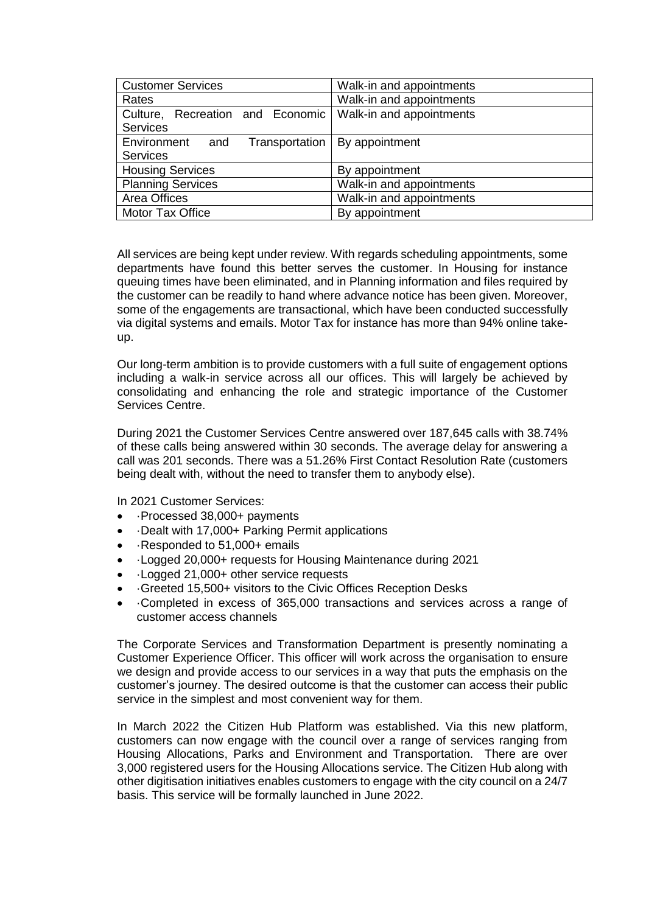| Customer Services | Walk-in and appointments |
| --- | --- |
| Rates | Walk-in and appointments |
| Culture, Recreation and Economic Services | Walk-in and appointments |
| Environment and Transportation Services | By appointment |
| Housing Services | By appointment |
| Planning Services | Walk-in and appointments |
| Area Offices | Walk-in and appointments |
| Motor Tax Office | By appointment |

All services are being kept under review. With regards scheduling appointments, some departments have found this better serves the customer. In Housing for instance queuing times have been eliminated, and in Planning information and files required by the customer can be readily to hand where advance notice has been given. Moreover, some of the engagements are transactional, which have been conducted successfully via digital systems and emails. Motor Tax for instance has more than 94% online take-up.

Our long-term ambition is to provide customers with a full suite of engagement options including a walk-in service across all our offices. This will largely be achieved by consolidating and enhancing the role and strategic importance of the Customer Services Centre.

During 2021 the Customer Services Centre answered over 187,645 calls with 38.74% of these calls being answered within 30 seconds. The average delay for answering a call was 201 seconds. There was a 51.26% First Contact Resolution Rate (customers being dealt with, without the need to transfer them to anybody else).

In 2021 Customer Services:

- ·Processed 38,000+ payments
- ·Dealt with 17,000+ Parking Permit applications
- ·Responded to 51,000+ emails
- ·Logged 20,000+ requests for Housing Maintenance during 2021
- ·Logged 21,000+ other service requests
- ·Greeted 15,500+ visitors to the Civic Offices Reception Desks
- ·Completed in excess of 365,000 transactions and services across a range of customer access channels

The Corporate Services and Transformation Department is presently nominating a Customer Experience Officer. This officer will work across the organisation to ensure we design and provide access to our services in a way that puts the emphasis on the customer's journey. The desired outcome is that the customer can access their public service in the simplest and most convenient way for them.

In March 2022 the Citizen Hub Platform was established. Via this new platform, customers can now engage with the council over a range of services ranging from Housing Allocations, Parks and Environment and Transportation. There are over 3,000 registered users for the Housing Allocations service. The Citizen Hub along with other digitisation initiatives enables customers to engage with the city council on a 24/7 basis. This service will be formally launched in June 2022.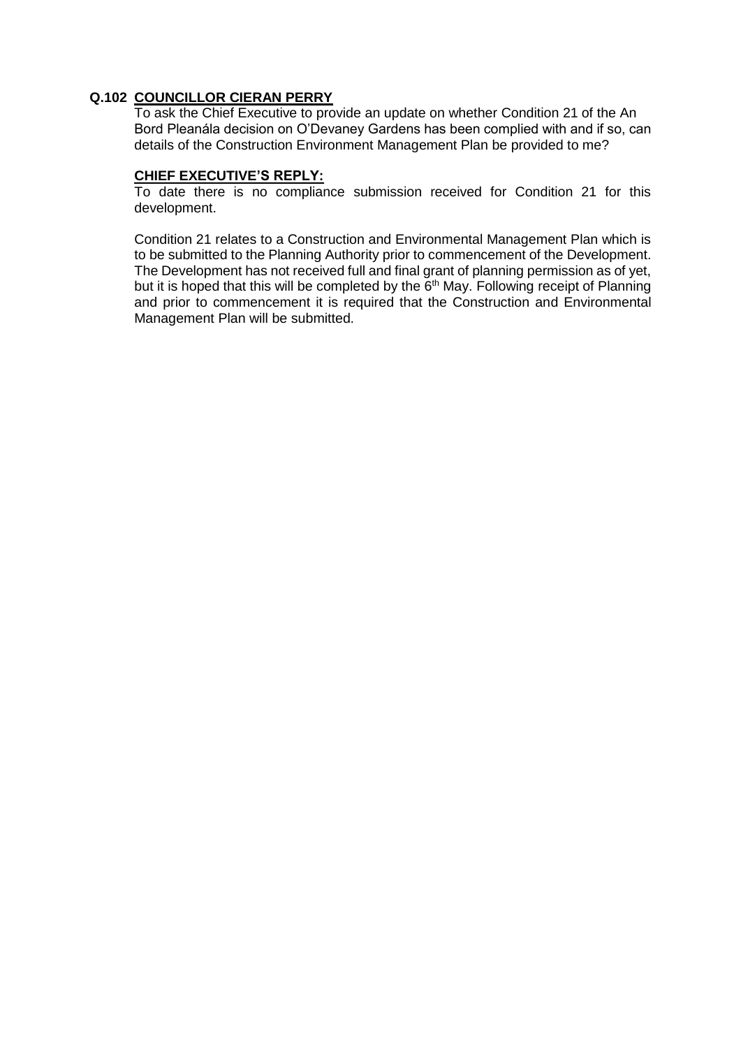**Q.102 COUNCILLOR CIERAN PERRY**

To ask the Chief Executive to provide an update on whether Condition 21 of the An Bord Pleanála decision on O'Devaney Gardens has been complied with and if so, can details of the Construction Environment Management Plan be provided to me?

**CHIEF EXECUTIVE'S REPLY:**

To date there is no compliance submission received for Condition 21 for this development.

Condition 21 relates to a Construction and Environmental Management Plan which is to be submitted to the Planning Authority prior to commencement of the Development. The Development has not received full and final grant of planning permission as of yet, but it is hoped that this will be completed by the 6th May. Following receipt of Planning and prior to commencement it is required that the Construction and Environmental Management Plan will be submitted.